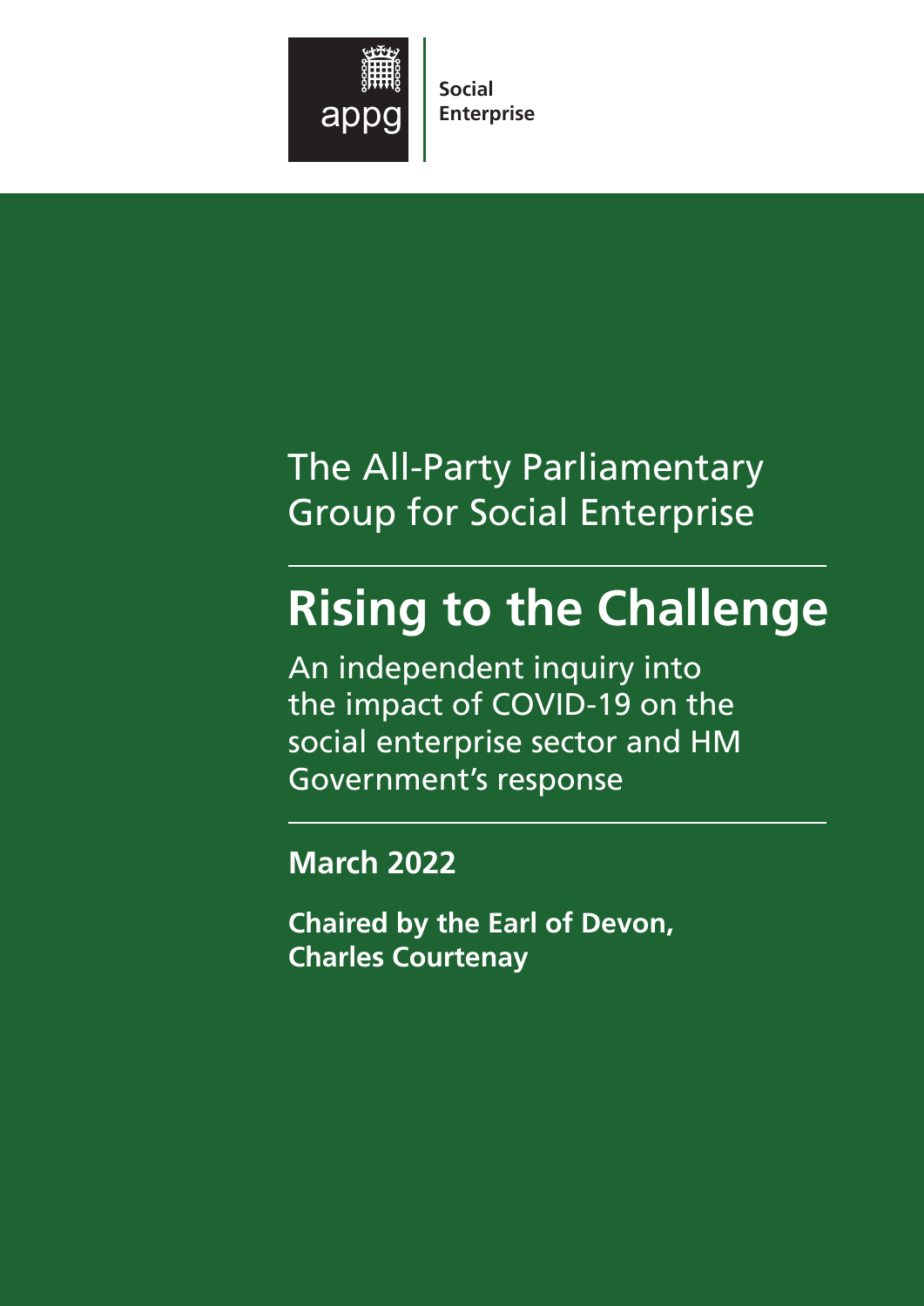appg

Social Enterprise

The All-Party Parliamentary Group for Social Enterprise

# Rising to the Challenge

An independent inquiry into the impact of COVID-19 on the social enterprise sector and HM Government's response

**March 2022**

**Chaired by the Earl of Devon, Charles Courtenay**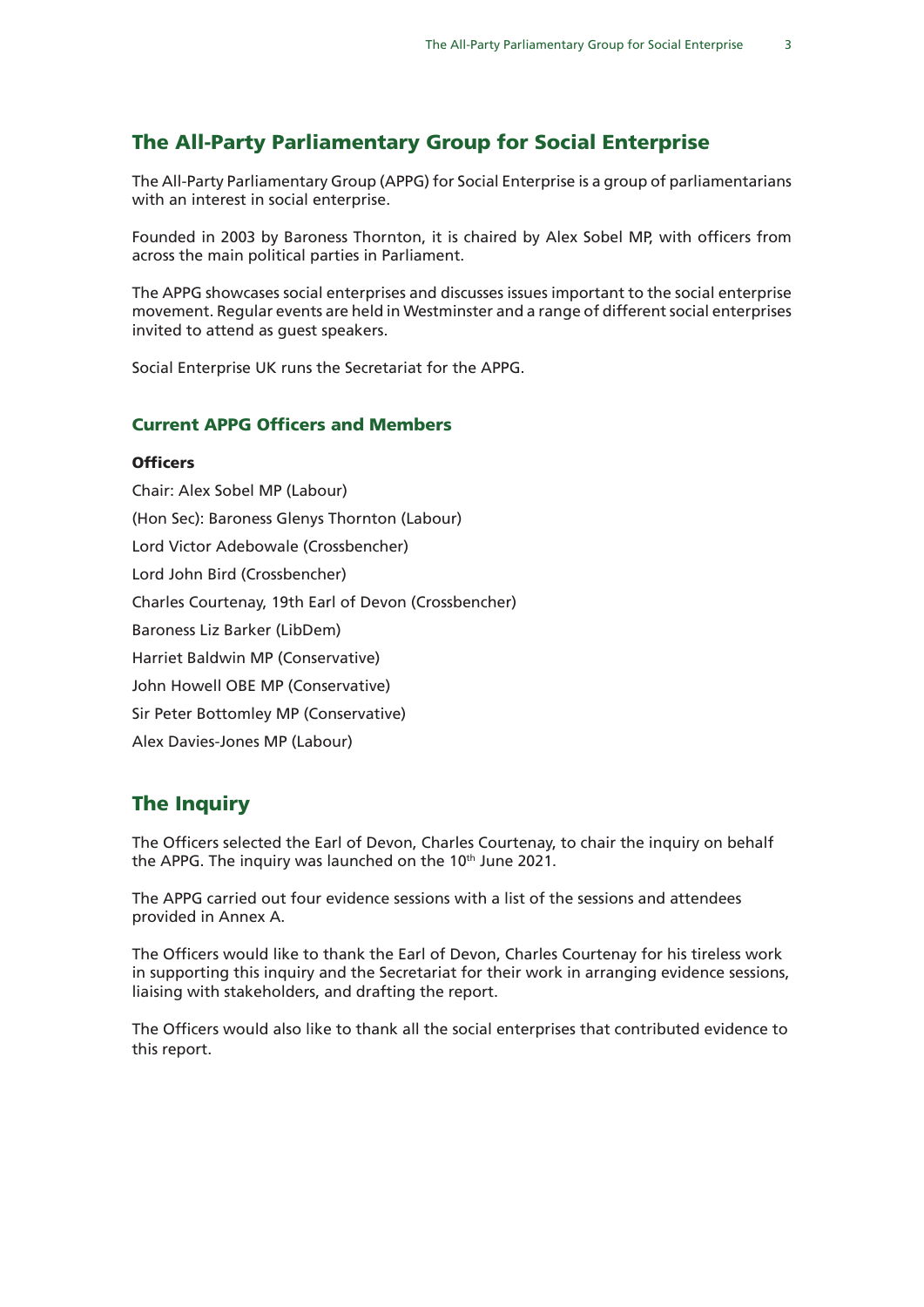## The All-Party Parliamentary Group for Social Enterprise

The All-Party Parliamentary Group (APPG) for Social Enterprise is a group of parliamentarians with an interest in social enterprise.

Founded in 2003 by Baroness Thornton, it is chaired by Alex Sobel MP, with officers from across the main political parties in Parliament.

The APPG showcases social enterprises and discusses issues important to the social enterprise movement. Regular events are held in Westminster and a range of different social enterprises invited to attend as guest speakers.

Social Enterprise UK runs the Secretariat for the APPG.

### Current APPG Officers and Members

#### Officers

Chair: Alex Sobel MP (Labour)

(Hon Sec): Baroness Glenys Thornton (Labour)

Lord Victor Adebowale (Crossbencher)

Lord John Bird (Crossbencher)

Charles Courtenay, 19th Earl of Devon (Crossbencher)

Baroness Liz Barker (LibDem)

Harriet Baldwin MP (Conservative)

John Howell OBE MP (Conservative)

Sir Peter Bottomley MP (Conservative)

Alex Davies-Jones MP (Labour)

## The Inquiry

The Officers selected the Earl of Devon, Charles Courtenay, to chair the inquiry on behalf the APPG. The inquiry was launched on the 10th June 2021.

The APPG carried out four evidence sessions with a list of the sessions and attendees provided in Annex A.

The Officers would like to thank the Earl of Devon, Charles Courtenay for his tireless work in supporting this inquiry and the Secretariat for their work in arranging evidence sessions, liaising with stakeholders, and drafting the report.

The Officers would also like to thank all the social enterprises that contributed evidence to this report.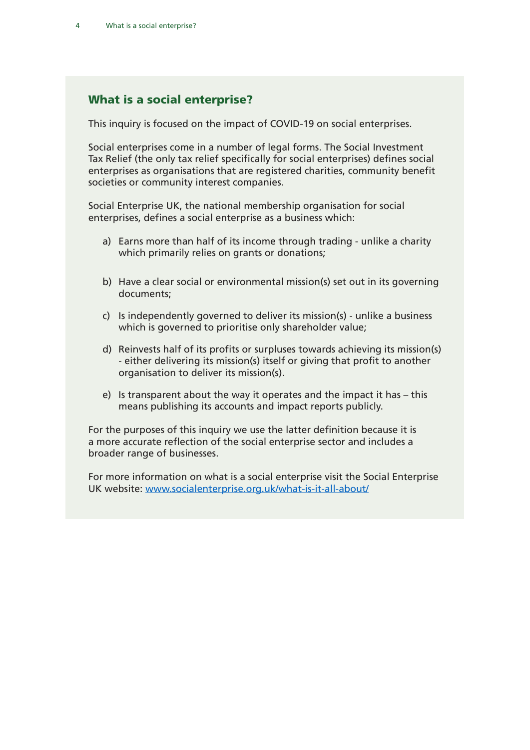## What is a social enterprise?

This inquiry is focused on the impact of COVID-19 on social enterprises.

Social enterprises come in a number of legal forms. The Social Investment Tax Relief (the only tax relief specifically for social enterprises) defines social enterprises as organisations that are registered charities, community benefit societies or community interest companies.

Social Enterprise UK, the national membership organisation for social enterprises, defines a social enterprise as a business which:

a) Earns more than half of its income through trading - unlike a charity which primarily relies on grants or donations;

b) Have a clear social or environmental mission(s) set out in its governing documents;

c) Is independently governed to deliver its mission(s) - unlike a business which is governed to prioritise only shareholder value;

d) Reinvests half of its profits or surpluses towards achieving its mission(s) - either delivering its mission(s) itself or giving that profit to another organisation to deliver its mission(s).

e) Is transparent about the way it operates and the impact it has – this means publishing its accounts and impact reports publicly.

For the purposes of this inquiry we use the latter definition because it is a more accurate reflection of the social enterprise sector and includes a broader range of businesses.

For more information on what is a social enterprise visit the Social Enterprise UK website: [www.socialenterprise.org.uk/what-is-it-all-about/](http://www.socialenterprise.org.uk/what-is-it-all-about/)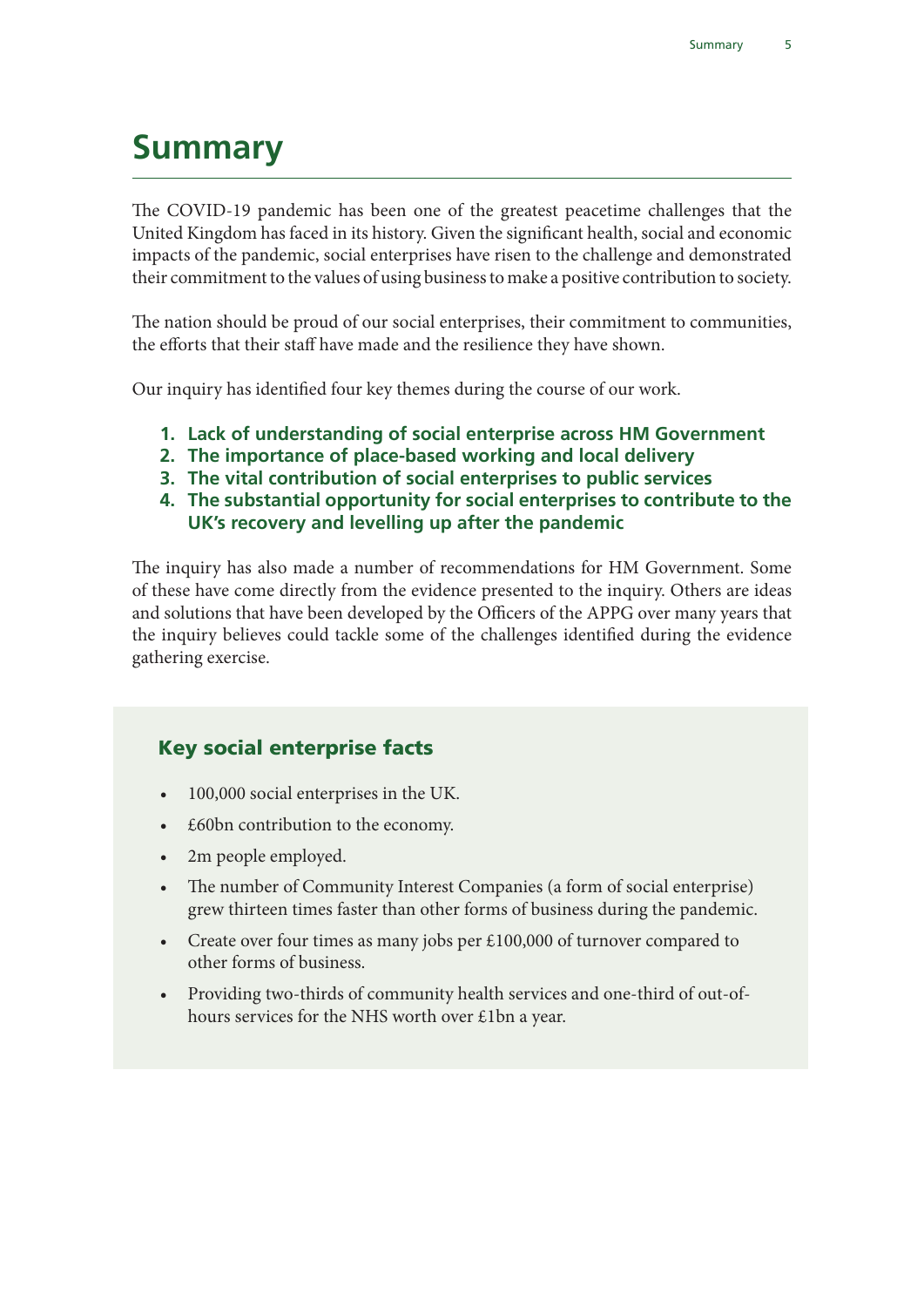# Summary

The COVID-19 pandemic has been one of the greatest peacetime challenges that the United Kingdom has faced in its history. Given the significant health, social and economic impacts of the pandemic, social enterprises have risen to the challenge and demonstrated their commitment to the values of using business to make a positive contribution to society.

The nation should be proud of our social enterprises, their commitment to communities, the efforts that their staff have made and the resilience they have shown.

Our inquiry has identified four key themes during the course of our work.

1. **Lack of understanding of social enterprise across HM Government**
2. **The importance of place-based working and local delivery**
3. **The vital contribution of social enterprises to public services**
4. **The substantial opportunity for social enterprises to contribute to the UK's recovery and levelling up after the pandemic**

The inquiry has also made a number of recommendations for HM Government. Some of these have come directly from the evidence presented to the inquiry. Others are ideas and solutions that have been developed by the Officers of the APPG over many years that the inquiry believes could tackle some of the challenges identified during the evidence gathering exercise.

### Key social enterprise facts

- 100,000 social enterprises in the UK.
- £60bn contribution to the economy.
- 2m people employed.
- The number of Community Interest Companies (a form of social enterprise) grew thirteen times faster than other forms of business during the pandemic.
- Create over four times as many jobs per £100,000 of turnover compared to other forms of business.
- Providing two-thirds of community health services and one-third of out-of-hours services for the NHS worth over £1bn a year.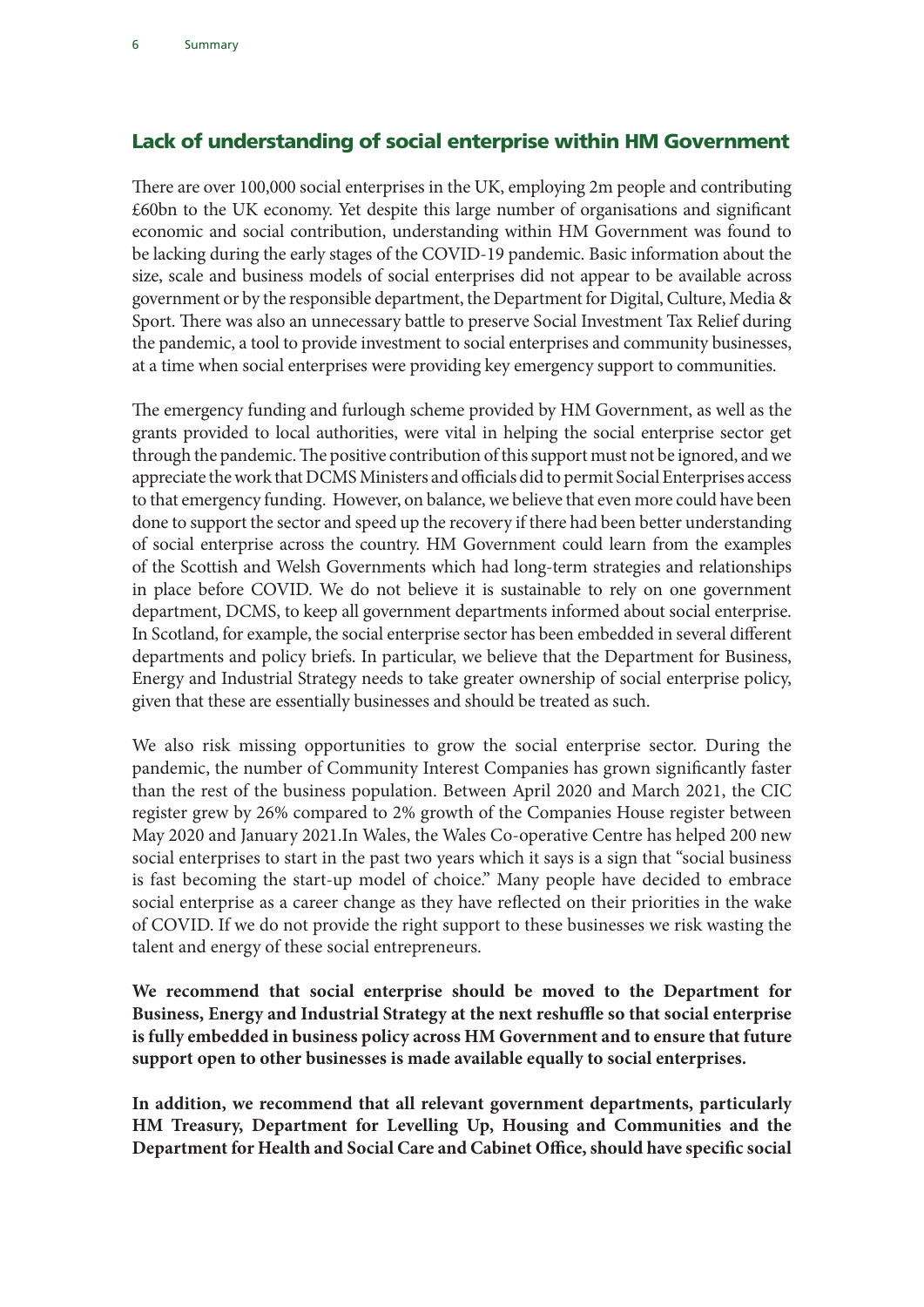## Lack of understanding of social enterprise within HM Government

There are over 100,000 social enterprises in the UK, employing 2m people and contributing £60bn to the UK economy. Yet despite this large number of organisations and significant economic and social contribution, understanding within HM Government was found to be lacking during the early stages of the COVID-19 pandemic. Basic information about the size, scale and business models of social enterprises did not appear to be available across government or by the responsible department, the Department for Digital, Culture, Media & Sport. There was also an unnecessary battle to preserve Social Investment Tax Relief during the pandemic, a tool to provide investment to social enterprises and community businesses, at a time when social enterprises were providing key emergency support to communities.

The emergency funding and furlough scheme provided by HM Government, as well as the grants provided to local authorities, were vital in helping the social enterprise sector get through the pandemic. The positive contribution of this support must not be ignored, and we appreciate the work that DCMS Ministers and officials did to permit Social Enterprises access to that emergency funding. However, on balance, we believe that even more could have been done to support the sector and speed up the recovery if there had been better understanding of social enterprise across the country. HM Government could learn from the examples of the Scottish and Welsh Governments which had long-term strategies and relationships in place before COVID. We do not believe it is sustainable to rely on one government department, DCMS, to keep all government departments informed about social enterprise. In Scotland, for example, the social enterprise sector has been embedded in several different departments and policy briefs. In particular, we believe that the Department for Business, Energy and Industrial Strategy needs to take greater ownership of social enterprise policy, given that these are essentially businesses and should be treated as such.

We also risk missing opportunities to grow the social enterprise sector. During the pandemic, the number of Community Interest Companies has grown significantly faster than the rest of the business population. Between April 2020 and March 2021, the CIC register grew by 26% compared to 2% growth of the Companies House register between May 2020 and January 2021.In Wales, the Wales Co-operative Centre has helped 200 new social enterprises to start in the past two years which it says is a sign that "social business is fast becoming the start-up model of choice." Many people have decided to embrace social enterprise as a career change as they have reflected on their priorities in the wake of COVID. If we do not provide the right support to these businesses we risk wasting the talent and energy of these social entrepreneurs.

**We recommend that social enterprise should be moved to the Department for Business, Energy and Industrial Strategy at the next reshuffle so that social enterprise is fully embedded in business policy across HM Government and to ensure that future support open to other businesses is made available equally to social enterprises.**

**In addition, we recommend that all relevant government departments, particularly HM Treasury, Department for Levelling Up, Housing and Communities and the Department for Health and Social Care and Cabinet Office, should have specific social**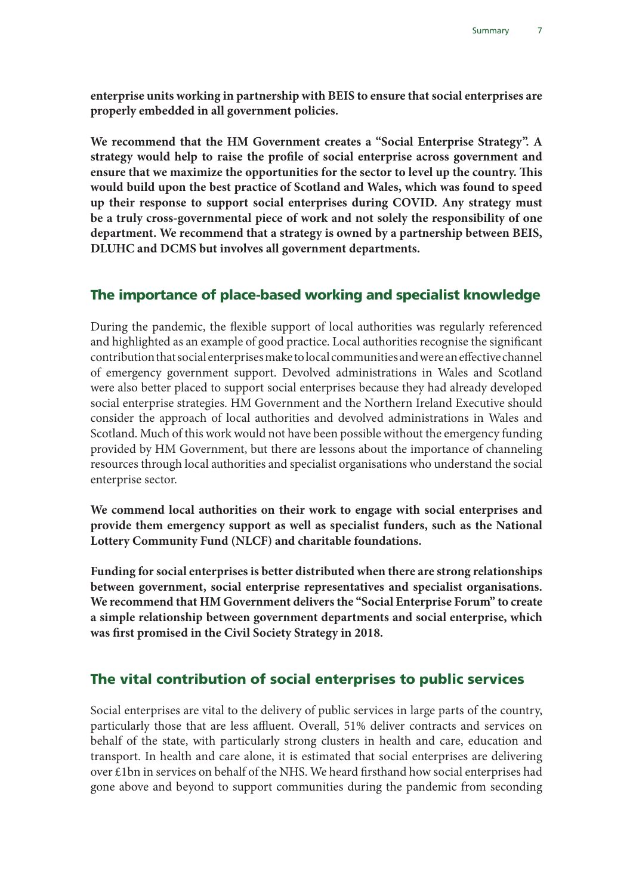**enterprise units working in partnership with BEIS to ensure that social enterprises are properly embedded in all government policies.**

**We recommend that the HM Government creates a "Social Enterprise Strategy". A strategy would help to raise the profile of social enterprise across government and ensure that we maximize the opportunities for the sector to level up the country. This would build upon the best practice of Scotland and Wales, which was found to speed up their response to support social enterprises during COVID. Any strategy must be a truly cross-governmental piece of work and not solely the responsibility of one department. We recommend that a strategy is owned by a partnership between BEIS, DLUHC and DCMS but involves all government departments.**

## The importance of place-based working and specialist knowledge

During the pandemic, the flexible support of local authorities was regularly referenced and highlighted as an example of good practice. Local authorities recognise the significant contribution that social enterprises make to local communities and were an effective channel of emergency government support. Devolved administrations in Wales and Scotland were also better placed to support social enterprises because they had already developed social enterprise strategies. HM Government and the Northern Ireland Executive should consider the approach of local authorities and devolved administrations in Wales and Scotland. Much of this work would not have been possible without the emergency funding provided by HM Government, but there are lessons about the importance of channeling resources through local authorities and specialist organisations who understand the social enterprise sector.

**We commend local authorities on their work to engage with social enterprises and provide them emergency support as well as specialist funders, such as the National Lottery Community Fund (NLCF) and charitable foundations.**

**Funding for social enterprises is better distributed when there are strong relationships between government, social enterprise representatives and specialist organisations. We recommend that HM Government delivers the "Social Enterprise Forum" to create a simple relationship between government departments and social enterprise, which was first promised in the Civil Society Strategy in 2018.**

## The vital contribution of social enterprises to public services

Social enterprises are vital to the delivery of public services in large parts of the country, particularly those that are less affluent. Overall, 51% deliver contracts and services on behalf of the state, with particularly strong clusters in health and care, education and transport. In health and care alone, it is estimated that social enterprises are delivering over £1bn in services on behalf of the NHS. We heard firsthand how social enterprises had gone above and beyond to support communities during the pandemic from seconding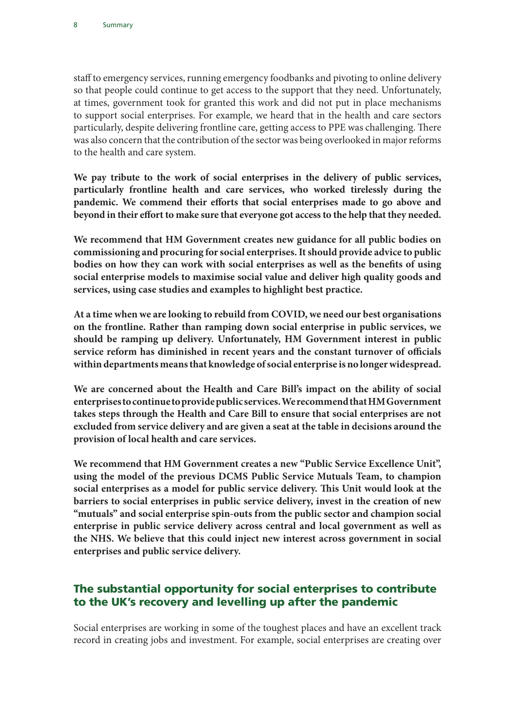staff to emergency services, running emergency foodbanks and pivoting to online delivery so that people could continue to get access to the support that they need. Unfortunately, at times, government took for granted this work and did not put in place mechanisms to support social enterprises. For example, we heard that in the health and care sectors particularly, despite delivering frontline care, getting access to PPE was challenging. There was also concern that the contribution of the sector was being overlooked in major reforms to the health and care system.

**We pay tribute to the work of social enterprises in the delivery of public services, particularly frontline health and care services, who worked tirelessly during the pandemic. We commend their efforts that social enterprises made to go above and beyond in their effort to make sure that everyone got access to the help that they needed.**

**We recommend that HM Government creates new guidance for all public bodies on commissioning and procuring for social enterprises. It should provide advice to public bodies on how they can work with social enterprises as well as the benefits of using social enterprise models to maximise social value and deliver high quality goods and services, using case studies and examples to highlight best practice.**

**At a time when we are looking to rebuild from COVID, we need our best organisations on the frontline. Rather than ramping down social enterprise in public services, we should be ramping up delivery. Unfortunately, HM Government interest in public service reform has diminished in recent years and the constant turnover of officials within departments means that knowledge of social enterprise is no longer widespread.**

**We are concerned about the Health and Care Bill's impact on the ability of social enterprises to continue to provide public services. We recommend that HM Government takes steps through the Health and Care Bill to ensure that social enterprises are not excluded from service delivery and are given a seat at the table in decisions around the provision of local health and care services.**

**We recommend that HM Government creates a new "Public Service Excellence Unit", using the model of the previous DCMS Public Service Mutuals Team, to champion social enterprises as a model for public service delivery. This Unit would look at the barriers to social enterprises in public service delivery, invest in the creation of new "mutuals" and social enterprise spin-outs from the public sector and champion social enterprise in public service delivery across central and local government as well as the NHS. We believe that this could inject new interest across government in social enterprises and public service delivery.**

## The substantial opportunity for social enterprises to contribute to the UK's recovery and levelling up after the pandemic

Social enterprises are working in some of the toughest places and have an excellent track record in creating jobs and investment. For example, social enterprises are creating over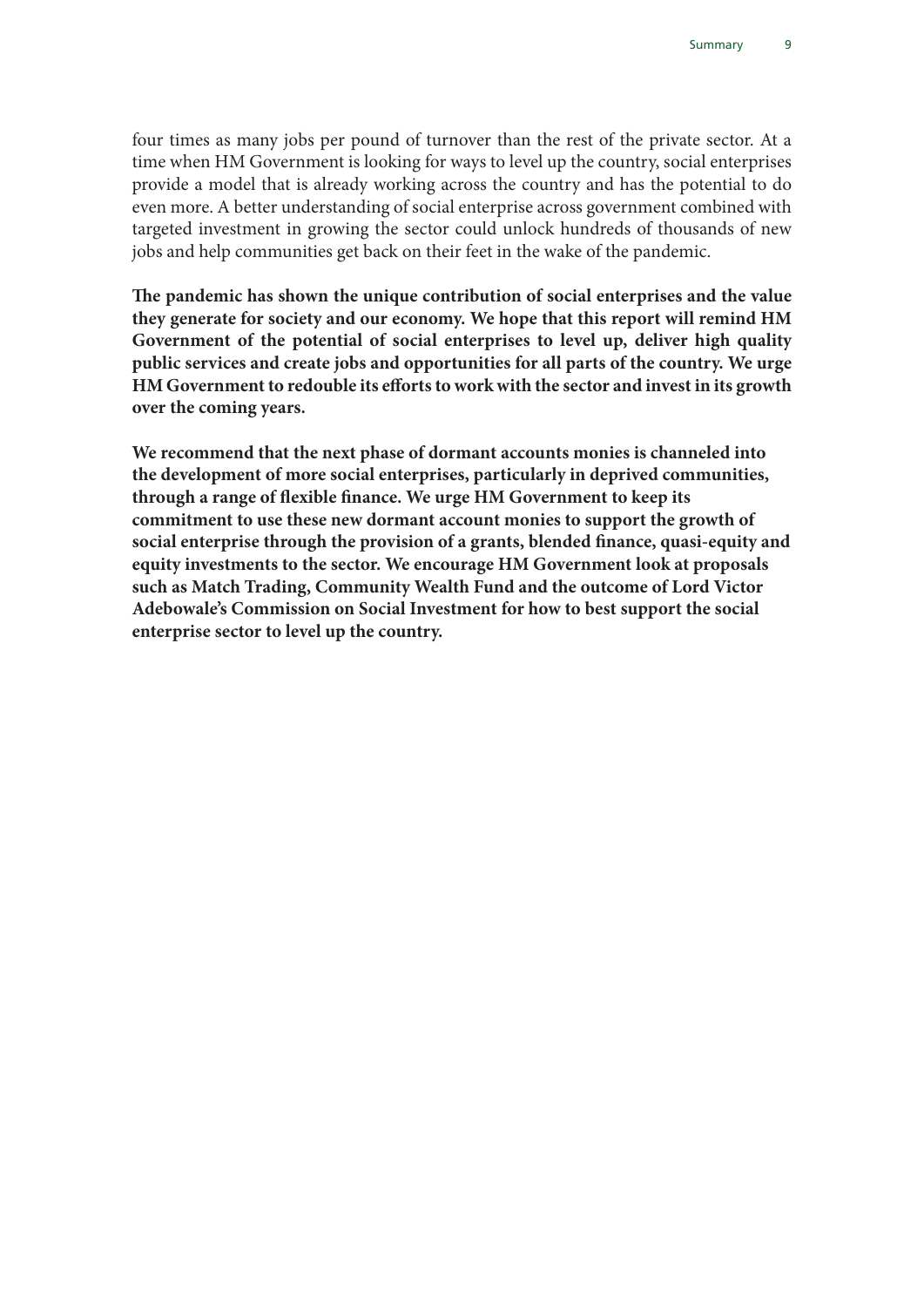four times as many jobs per pound of turnover than the rest of the private sector. At a time when HM Government is looking for ways to level up the country, social enterprises provide a model that is already working across the country and has the potential to do even more. A better understanding of social enterprise across government combined with targeted investment in growing the sector could unlock hundreds of thousands of new jobs and help communities get back on their feet in the wake of the pandemic.

**The pandemic has shown the unique contribution of social enterprises and the value they generate for society and our economy. We hope that this report will remind HM Government of the potential of social enterprises to level up, deliver high quality public services and create jobs and opportunities for all parts of the country. We urge HM Government to redouble its efforts to work with the sector and invest in its growth over the coming years.**

**We recommend that the next phase of dormant accounts monies is channeled into the development of more social enterprises, particularly in deprived communities, through a range of flexible finance. We urge HM Government to keep its commitment to use these new dormant account monies to support the growth of social enterprise through the provision of a grants, blended finance, quasi-equity and equity investments to the sector. We encourage HM Government look at proposals such as Match Trading, Community Wealth Fund and the outcome of Lord Victor Adebowale's Commission on Social Investment for how to best support the social enterprise sector to level up the country.**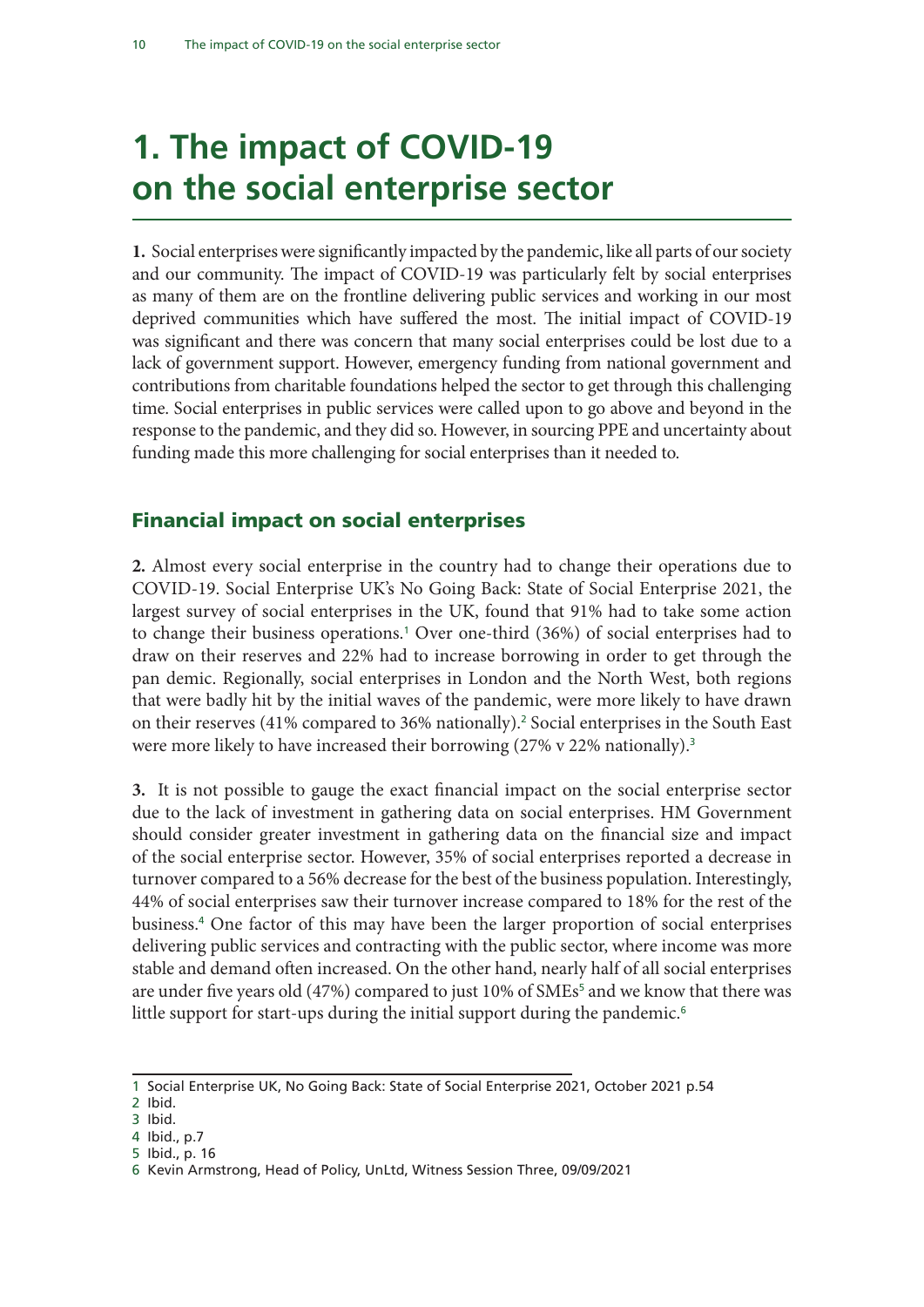# 1. The impact of COVID-19 on the social enterprise sector

**1.** Social enterprises were significantly impacted by the pandemic, like all parts of our society and our community. The impact of COVID-19 was particularly felt by social enterprises as many of them are on the frontline delivering public services and working in our most deprived communities which have suffered the most. The initial impact of COVID-19 was significant and there was concern that many social enterprises could be lost due to a lack of government support. However, emergency funding from national government and contributions from charitable foundations helped the sector to get through this challenging time. Social enterprises in public services were called upon to go above and beyond in the response to the pandemic, and they did so. However, in sourcing PPE and uncertainty about funding made this more challenging for social enterprises than it needed to.

## Financial impact on social enterprises

**2.** Almost every social enterprise in the country had to change their operations due to COVID-19. Social Enterprise UK's No Going Back: State of Social Enterprise 2021, the largest survey of social enterprises in the UK, found that 91% had to take some action to change their business operations.[1] Over one-third (36%) of social enterprises had to draw on their reserves and 22% had to increase borrowing in order to get through the pan demic. Regionally, social enterprises in London and the North West, both regions that were badly hit by the initial waves of the pandemic, were more likely to have drawn on their reserves (41% compared to 36% nationally).[2] Social enterprises in the South East were more likely to have increased their borrowing (27% v 22% nationally).[3]

**3.** It is not possible to gauge the exact financial impact on the social enterprise sector due to the lack of investment in gathering data on social enterprises. HM Government should consider greater investment in gathering data on the financial size and impact of the social enterprise sector. However, 35% of social enterprises reported a decrease in turnover compared to a 56% decrease for the best of the business population. Interestingly, 44% of social enterprises saw their turnover increase compared to 18% for the rest of the business.[4] One factor of this may have been the larger proportion of social enterprises delivering public services and contracting with the public sector, where income was more stable and demand often increased. On the other hand, nearly half of all social enterprises are under five years old (47%) compared to just 10% of SMEs[5] and we know that there was little support for start-ups during the initial support during the pandemic.[6]

---

1 Social Enterprise UK, No Going Back: State of Social Enterprise 2021, October 2021 p.54

2 Ibid.

3 Ibid.

4 Ibid., p.7

5 Ibid., p. 16

6 Kevin Armstrong, Head of Policy, UnLtd, Witness Session Three, 09/09/2021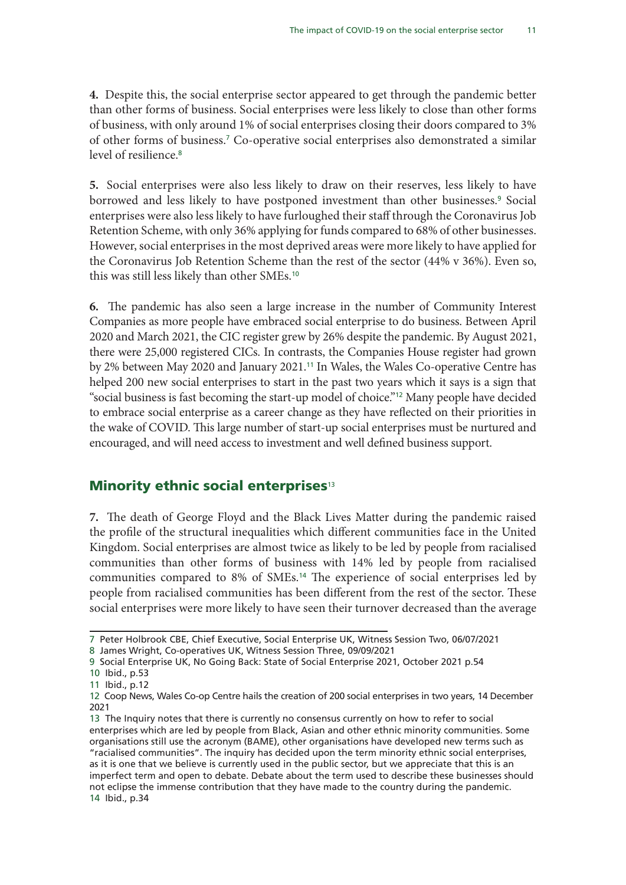**4.** Despite this, the social enterprise sector appeared to get through the pandemic better than other forms of business. Social enterprises were less likely to close than other forms of business, with only around 1% of social enterprises closing their doors compared to 3% of other forms of business.[7] Co-operative social enterprises also demonstrated a similar level of resilience.[8]

**5.** Social enterprises were also less likely to draw on their reserves, less likely to have borrowed and less likely to have postponed investment than other businesses.[9] Social enterprises were also less likely to have furloughed their staff through the Coronavirus Job Retention Scheme, with only 36% applying for funds compared to 68% of other businesses. However, social enterprises in the most deprived areas were more likely to have applied for the Coronavirus Job Retention Scheme than the rest of the sector (44% v 36%). Even so, this was still less likely than other SMEs.[10]

**6.** The pandemic has also seen a large increase in the number of Community Interest Companies as more people have embraced social enterprise to do business. Between April 2020 and March 2021, the CIC register grew by 26% despite the pandemic. By August 2021, there were 25,000 registered CICs. In contrasts, the Companies House register had grown by 2% between May 2020 and January 2021.[11] In Wales, the Wales Co-operative Centre has helped 200 new social enterprises to start in the past two years which it says is a sign that "social business is fast becoming the start-up model of choice."[12] Many people have decided to embrace social enterprise as a career change as they have reflected on their priorities in the wake of COVID. This large number of start-up social enterprises must be nurtured and encouraged, and will need access to investment and well defined business support.

## Minority ethnic social enterprises[13]

**7.** The death of George Floyd and the Black Lives Matter during the pandemic raised the profile of the structural inequalities which different communities face in the United Kingdom. Social enterprises are almost twice as likely to be led by people from racialised communities than other forms of business with 14% led by people from racialised communities compared to 8% of SMEs.[14] The experience of social enterprises led by people from racialised communities has been different from the rest of the sector. These social enterprises were more likely to have seen their turnover decreased than the average

---

7 Peter Holbrook CBE, Chief Executive, Social Enterprise UK, Witness Session Two, 06/07/2021

8 James Wright, Co-operatives UK, Witness Session Three, 09/09/2021

9 Social Enterprise UK, No Going Back: State of Social Enterprise 2021, October 2021 p.54

10 Ibid., p.53

11 Ibid., p.12

12 Coop News, Wales Co-op Centre hails the creation of 200 social enterprises in two years, 14 December 2021

13 The Inquiry notes that there is currently no consensus currently on how to refer to social enterprises which are led by people from Black, Asian and other ethnic minority communities. Some organisations still use the acronym (BAME), other organisations have developed new terms such as "racialised communities". The inquiry has decided upon the term minority ethnic social enterprises, as it is one that we believe is currently used in the public sector, but we appreciate that this is an imperfect term and open to debate. Debate about the term used to describe these businesses should not eclipse the immense contribution that they have made to the country during the pandemic.

14 Ibid., p.34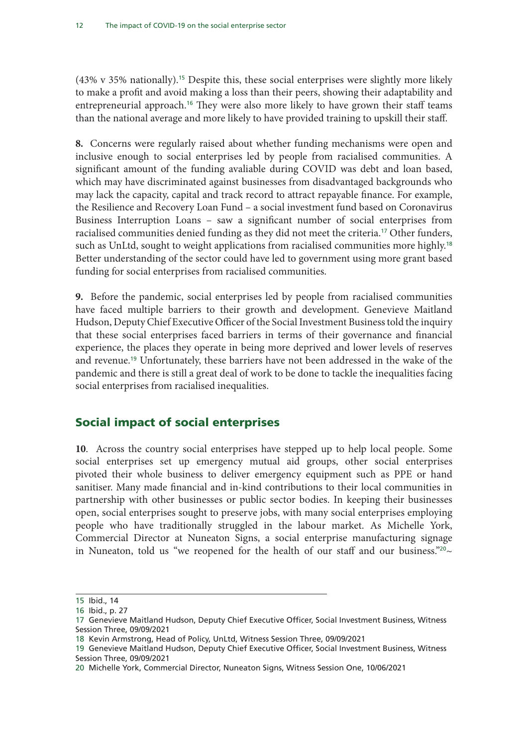(43% v 35% nationally).[15] Despite this, these social enterprises were slightly more likely to make a profit and avoid making a loss than their peers, showing their adaptability and entrepreneurial approach.[16] They were also more likely to have grown their staff teams than the national average and more likely to have provided training to upskill their staff.

**8.** Concerns were regularly raised about whether funding mechanisms were open and inclusive enough to social enterprises led by people from racialised communities. A significant amount of the funding avaliable during COVID was debt and loan based, which may have discriminated against businesses from disadvantaged backgrounds who may lack the capacity, capital and track record to attract repayable finance. For example, the Resilience and Recovery Loan Fund – a social investment fund based on Coronavirus Business Interruption Loans – saw a significant number of social enterprises from racialised communities denied funding as they did not meet the criteria.[17] Other funders, such as UnLtd, sought to weight applications from racialised communities more highly.[18] Better understanding of the sector could have led to government using more grant based funding for social enterprises from racialised communities.

**9.** Before the pandemic, social enterprises led by people from racialised communities have faced multiple barriers to their growth and development. Genevieve Maitland Hudson, Deputy Chief Executive Officer of the Social Investment Business told the inquiry that these social enterprises faced barriers in terms of their governance and financial experience, the places they operate in being more deprived and lower levels of reserves and revenue.[19] Unfortunately, these barriers have not been addressed in the wake of the pandemic and there is still a great deal of work to be done to tackle the inequalities facing social enterprises from racialised inequalities.

## Social impact of social enterprises

**10**. Across the country social enterprises have stepped up to help local people. Some social enterprises set up emergency mutual aid groups, other social enterprises pivoted their whole business to deliver emergency equipment such as PPE or hand sanitiser. Many made financial and in-kind contributions to their local communities in partnership with other businesses or public sector bodies. In keeping their businesses open, social enterprises sought to preserve jobs, with many social enterprises employing people who have traditionally struggled in the labour market. As Michelle York, Commercial Director at Nuneaton Signs, a social enterprise manufacturing signage in Nuneaton, told us "we reopened for the health of our staff and our business."[20]~

---

15 Ibid., 14

16 Ibid., p. 27

17 Genevieve Maitland Hudson, Deputy Chief Executive Officer, Social Investment Business, Witness Session Three, 09/09/2021

18 Kevin Armstrong, Head of Policy, UnLtd, Witness Session Three, 09/09/2021

19 Genevieve Maitland Hudson, Deputy Chief Executive Officer, Social Investment Business, Witness Session Three, 09/09/2021

20 Michelle York, Commercial Director, Nuneaton Signs, Witness Session One, 10/06/2021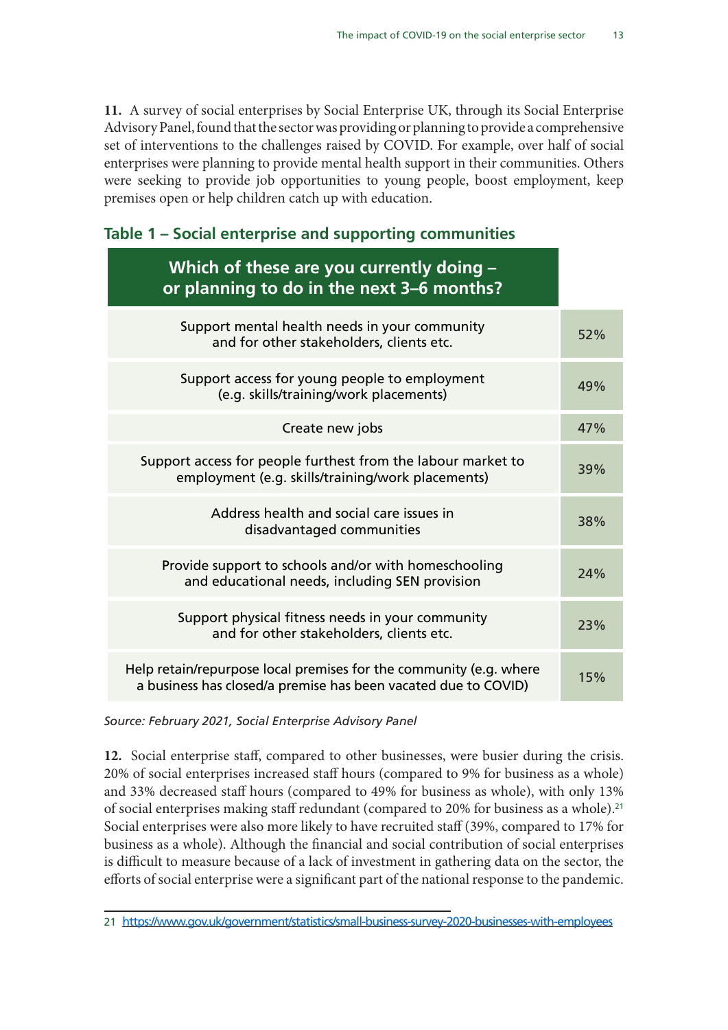**11.** A survey of social enterprises by Social Enterprise UK, through its Social Enterprise Advisory Panel, found that the sector was providing or planning to provide a comprehensive set of interventions to the challenges raised by COVID. For example, over half of social enterprises were planning to provide mental health support in their communities. Others were seeking to provide job opportunities to young people, boost employment, keep premises open or help children catch up with education.

### Table 1 – Social enterprise and supporting communities

| Which of these are you currently doing – or planning to do in the next 3–6 months? | |
|---|---|
| Support mental health needs in your community and for other stakeholders, clients etc. | 52% |
| Support access for young people to employment (e.g. skills/training/work placements) | 49% |
| Create new jobs | 47% |
| Support access for people furthest from the labour market to employment (e.g. skills/training/work placements) | 39% |
| Address health and social care issues in disadvantaged communities | 38% |
| Provide support to schools and/or with homeschooling and educational needs, including SEN provision | 24% |
| Support physical fitness needs in your community and for other stakeholders, clients etc. | 23% |
| Help retain/repurpose local premises for the community (e.g. where a business has closed/a premise has been vacated due to COVID) | 15% |

*Source: February 2021, Social Enterprise Advisory Panel*

**12.** Social enterprise staff, compared to other businesses, were busier during the crisis. 20% of social enterprises increased staff hours (compared to 9% for business as a whole) and 33% decreased staff hours (compared to 49% for business as whole), with only 13% of social enterprises making staff redundant (compared to 20% for business as a whole).[21] Social enterprises were also more likely to have recruited staff (39%, compared to 17% for business as a whole). Although the financial and social contribution of social enterprises is difficult to measure because of a lack of investment in gathering data on the sector, the efforts of social enterprise were a significant part of the national response to the pandemic.

21 https://www.gov.uk/government/statistics/small-business-survey-2020-businesses-with-employees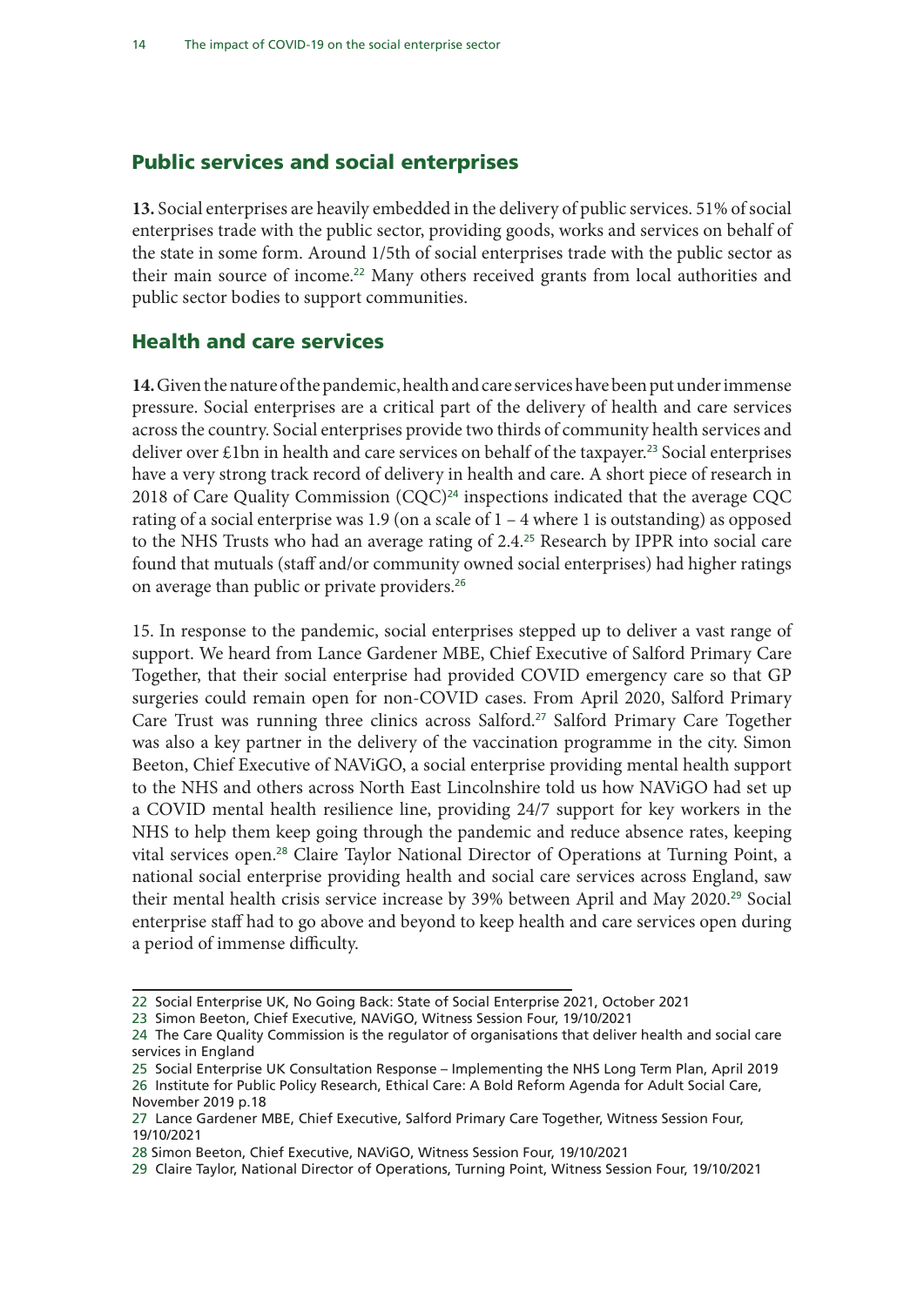## Public services and social enterprises

**13.** Social enterprises are heavily embedded in the delivery of public services. 51% of social enterprises trade with the public sector, providing goods, works and services on behalf of the state in some form. Around 1/5th of social enterprises trade with the public sector as their main source of income.[22] Many others received grants from local authorities and public sector bodies to support communities.

## Health and care services

**14.** Given the nature of the pandemic, health and care services have been put under immense pressure. Social enterprises are a critical part of the delivery of health and care services across the country. Social enterprises provide two thirds of community health services and deliver over £1bn in health and care services on behalf of the taxpayer.[23] Social enterprises have a very strong track record of delivery in health and care. A short piece of research in 2018 of Care Quality Commission (CQC)[24] inspections indicated that the average CQC rating of a social enterprise was 1.9 (on a scale of 1 – 4 where 1 is outstanding) as opposed to the NHS Trusts who had an average rating of 2.4.[25] Research by IPPR into social care found that mutuals (staff and/or community owned social enterprises) had higher ratings on average than public or private providers.[26]

15. In response to the pandemic, social enterprises stepped up to deliver a vast range of support. We heard from Lance Gardener MBE, Chief Executive of Salford Primary Care Together, that their social enterprise had provided COVID emergency care so that GP surgeries could remain open for non-COVID cases. From April 2020, Salford Primary Care Trust was running three clinics across Salford.[27] Salford Primary Care Together was also a key partner in the delivery of the vaccination programme in the city. Simon Beeton, Chief Executive of NAViGO, a social enterprise providing mental health support to the NHS and others across North East Lincolnshire told us how NAViGO had set up a COVID mental health resilience line, providing 24/7 support for key workers in the NHS to help them keep going through the pandemic and reduce absence rates, keeping vital services open.[28] Claire Taylor National Director of Operations at Turning Point, a national social enterprise providing health and social care services across England, saw their mental health crisis service increase by 39% between April and May 2020.[29] Social enterprise staff had to go above and beyond to keep health and care services open during a period of immense difficulty.

---

22 Social Enterprise UK, No Going Back: State of Social Enterprise 2021, October 2021

23 Simon Beeton, Chief Executive, NAViGO, Witness Session Four, 19/10/2021

24 The Care Quality Commission is the regulator of organisations that deliver health and social care services in England

25 Social Enterprise UK Consultation Response – Implementing the NHS Long Term Plan, April 2019

26 Institute for Public Policy Research, Ethical Care: A Bold Reform Agenda for Adult Social Care, November 2019 p.18

27 Lance Gardener MBE, Chief Executive, Salford Primary Care Together, Witness Session Four, 19/10/2021

28 Simon Beeton, Chief Executive, NAViGO, Witness Session Four, 19/10/2021

29 Claire Taylor, National Director of Operations, Turning Point, Witness Session Four, 19/10/2021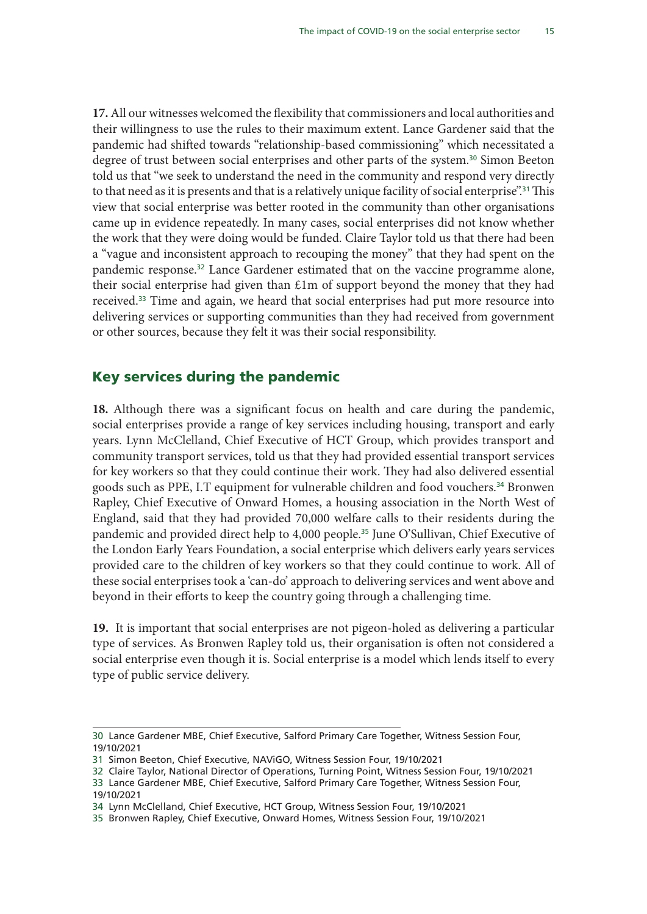**17.** All our witnesses welcomed the flexibility that commissioners and local authorities and their willingness to use the rules to their maximum extent. Lance Gardener said that the pandemic had shifted towards "relationship-based commissioning" which necessitated a degree of trust between social enterprises and other parts of the system.[30] Simon Beeton told us that "we seek to understand the need in the community and respond very directly to that need as it is presents and that is a relatively unique facility of social enterprise".[31] This view that social enterprise was better rooted in the community than other organisations came up in evidence repeatedly. In many cases, social enterprises did not know whether the work that they were doing would be funded. Claire Taylor told us that there had been a "vague and inconsistent approach to recouping the money" that they had spent on the pandemic response.[32] Lance Gardener estimated that on the vaccine programme alone, their social enterprise had given than £1m of support beyond the money that they had received.[33] Time and again, we heard that social enterprises had put more resource into delivering services or supporting communities than they had received from government or other sources, because they felt it was their social responsibility.

## Key services during the pandemic

**18.** Although there was a significant focus on health and care during the pandemic, social enterprises provide a range of key services including housing, transport and early years. Lynn McClelland, Chief Executive of HCT Group, which provides transport and community transport services, told us that they had provided essential transport services for key workers so that they could continue their work. They had also delivered essential goods such as PPE, I.T equipment for vulnerable children and food vouchers.[34] Bronwen Rapley, Chief Executive of Onward Homes, a housing association in the North West of England, said that they had provided 70,000 welfare calls to their residents during the pandemic and provided direct help to 4,000 people.[35] June O'Sullivan, Chief Executive of the London Early Years Foundation, a social enterprise which delivers early years services provided care to the children of key workers so that they could continue to work. All of these social enterprises took a 'can-do' approach to delivering services and went above and beyond in their efforts to keep the country going through a challenging time.

**19.** It is important that social enterprises are not pigeon-holed as delivering a particular type of services. As Bronwen Rapley told us, their organisation is often not considered a social enterprise even though it is. Social enterprise is a model which lends itself to every type of public service delivery.

---

30 Lance Gardener MBE, Chief Executive, Salford Primary Care Together, Witness Session Four, 19/10/2021

31 Simon Beeton, Chief Executive, NAViGO, Witness Session Four, 19/10/2021

32 Claire Taylor, National Director of Operations, Turning Point, Witness Session Four, 19/10/2021

33 Lance Gardener MBE, Chief Executive, Salford Primary Care Together, Witness Session Four, 19/10/2021

34 Lynn McClelland, Chief Executive, HCT Group, Witness Session Four, 19/10/2021

35 Bronwen Rapley, Chief Executive, Onward Homes, Witness Session Four, 19/10/2021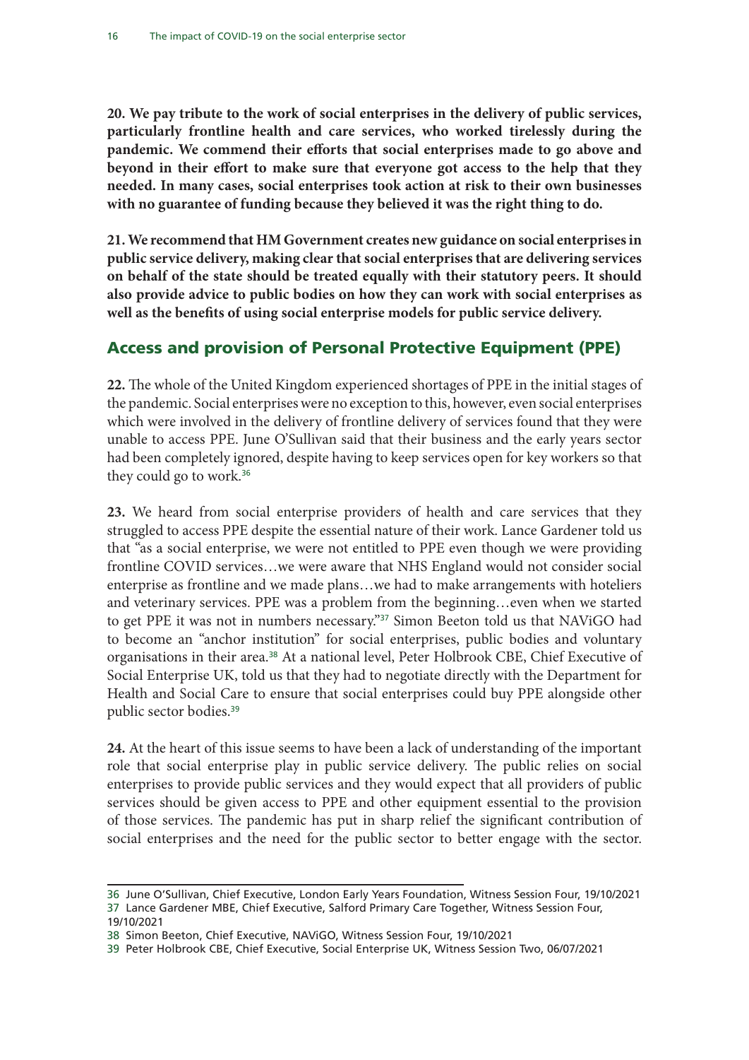**20. We pay tribute to the work of social enterprises in the delivery of public services, particularly frontline health and care services, who worked tirelessly during the pandemic. We commend their efforts that social enterprises made to go above and beyond in their effort to make sure that everyone got access to the help that they needed. In many cases, social enterprises took action at risk to their own businesses with no guarantee of funding because they believed it was the right thing to do.**

**21. We recommend that HM Government creates new guidance on social enterprises in public service delivery, making clear that social enterprises that are delivering services on behalf of the state should be treated equally with their statutory peers. It should also provide advice to public bodies on how they can work with social enterprises as well as the benefits of using social enterprise models for public service delivery.**

## Access and provision of Personal Protective Equipment (PPE)

**22.** The whole of the United Kingdom experienced shortages of PPE in the initial stages of the pandemic. Social enterprises were no exception to this, however, even social enterprises which were involved in the delivery of frontline delivery of services found that they were unable to access PPE. June O'Sullivan said that their business and the early years sector had been completely ignored, despite having to keep services open for key workers so that they could go to work.[36]

**23.** We heard from social enterprise providers of health and care services that they struggled to access PPE despite the essential nature of their work. Lance Gardener told us that "as a social enterprise, we were not entitled to PPE even though we were providing frontline COVID services…we were aware that NHS England would not consider social enterprise as frontline and we made plans…we had to make arrangements with hoteliers and veterinary services. PPE was a problem from the beginning…even when we started to get PPE it was not in numbers necessary."[37] Simon Beeton told us that NAViGO had to become an "anchor institution" for social enterprises, public bodies and voluntary organisations in their area.[38] At a national level, Peter Holbrook CBE, Chief Executive of Social Enterprise UK, told us that they had to negotiate directly with the Department for Health and Social Care to ensure that social enterprises could buy PPE alongside other public sector bodies.[39]

**24.** At the heart of this issue seems to have been a lack of understanding of the important role that social enterprise play in public service delivery. The public relies on social enterprises to provide public services and they would expect that all providers of public services should be given access to PPE and other equipment essential to the provision of those services. The pandemic has put in sharp relief the significant contribution of social enterprises and the need for the public sector to better engage with the sector.

36 June O'Sullivan, Chief Executive, London Early Years Foundation, Witness Session Four, 19/10/2021

37 Lance Gardener MBE, Chief Executive, Salford Primary Care Together, Witness Session Four, 19/10/2021

38 Simon Beeton, Chief Executive, NAViGO, Witness Session Four, 19/10/2021

39 Peter Holbrook CBE, Chief Executive, Social Enterprise UK, Witness Session Two, 06/07/2021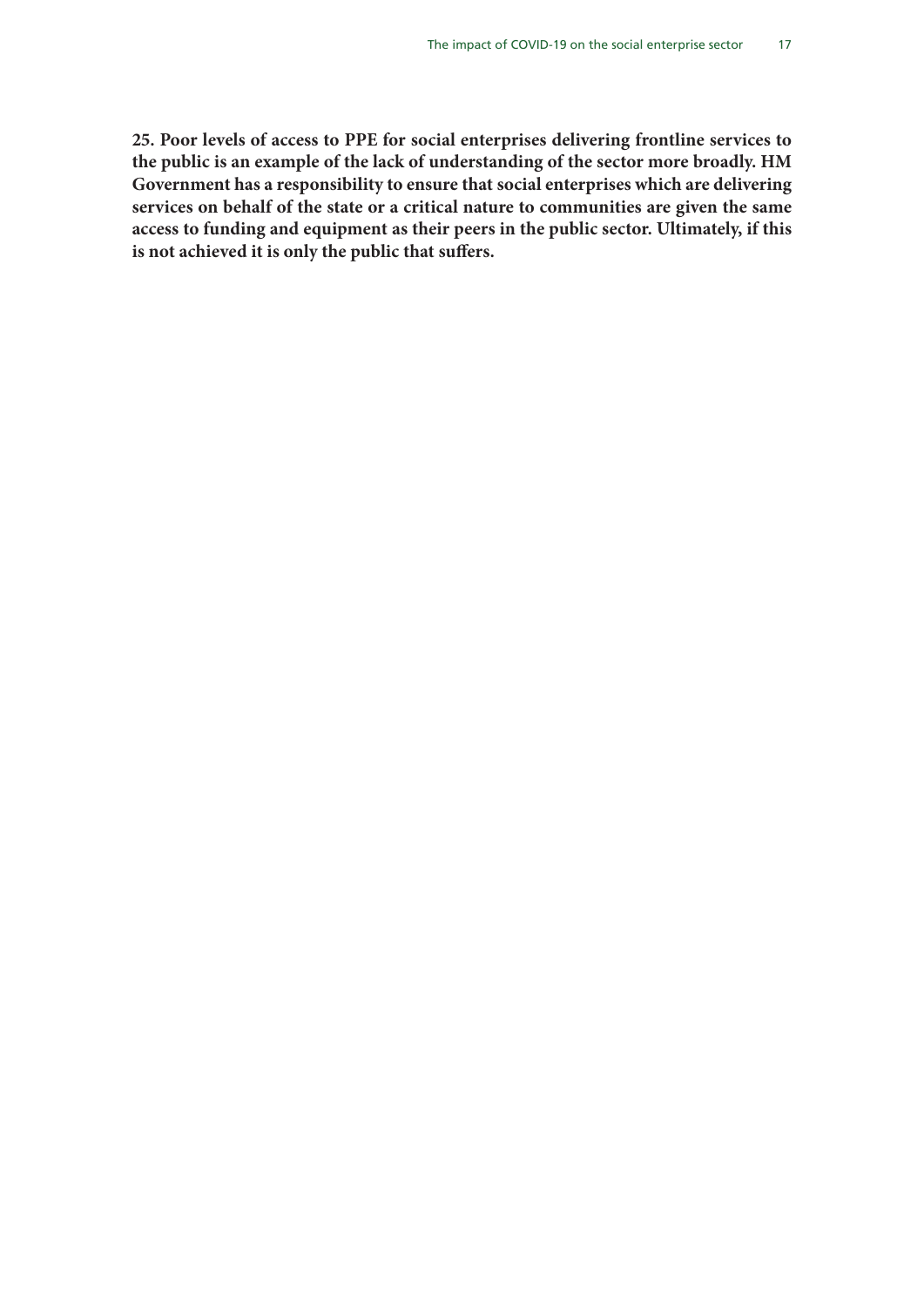**25. Poor levels of access to PPE for social enterprises delivering frontline services to the public is an example of the lack of understanding of the sector more broadly. HM Government has a responsibility to ensure that social enterprises which are delivering services on behalf of the state or a critical nature to communities are given the same access to funding and equipment as their peers in the public sector. Ultimately, if this is not achieved it is only the public that suffers.**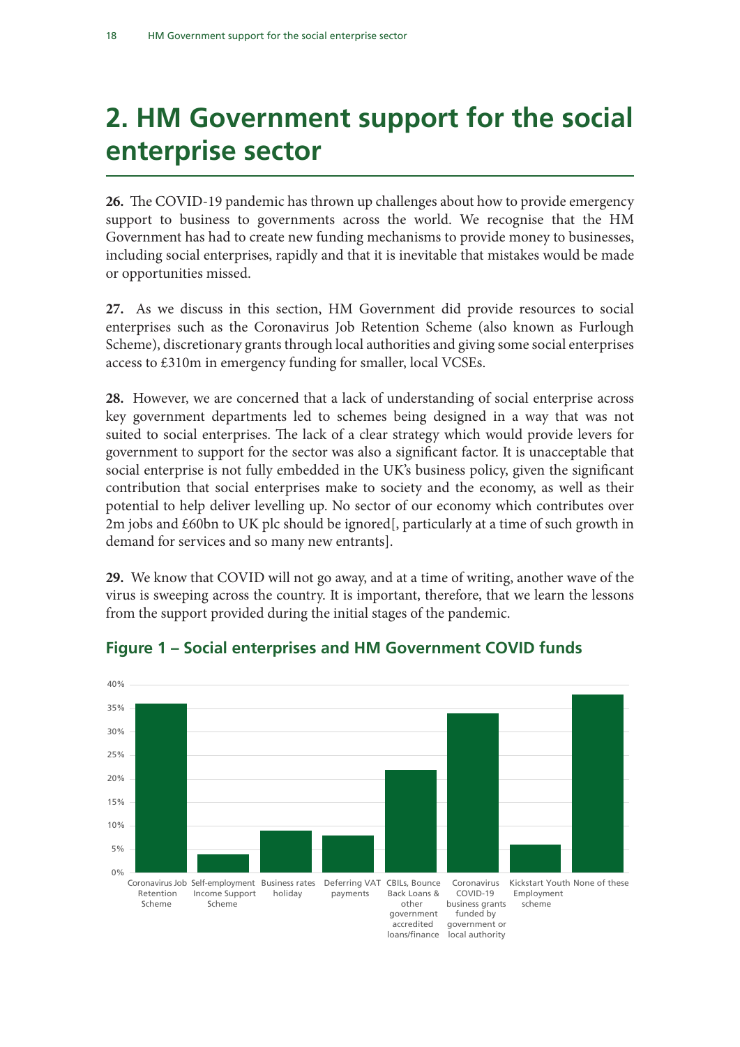# 2. HM Government support for the social enterprise sector

**26.** The COVID-19 pandemic has thrown up challenges about how to provide emergency support to business to governments across the world. We recognise that the HM Government has had to create new funding mechanisms to provide money to businesses, including social enterprises, rapidly and that it is inevitable that mistakes would be made or opportunities missed.

**27.** As we discuss in this section, HM Government did provide resources to social enterprises such as the Coronavirus Job Retention Scheme (also known as Furlough Scheme), discretionary grants through local authorities and giving some social enterprises access to £310m in emergency funding for smaller, local VCSEs.

**28.** However, we are concerned that a lack of understanding of social enterprise across key government departments led to schemes being designed in a way that was not suited to social enterprises. The lack of a clear strategy which would provide levers for government to support for the sector was also a significant factor. It is unacceptable that social enterprise is not fully embedded in the UK's business policy, given the significant contribution that social enterprises make to society and the economy, as well as their potential to help deliver levelling up. No sector of our economy which contributes over 2m jobs and £60bn to UK plc should be ignored[, particularly at a time of such growth in demand for services and so many new entrants].

**29.** We know that COVID will not go away, and at a time of writing, another wave of the virus is sweeping across the country. It is important, therefore, that we learn the lessons from the support provided during the initial stages of the pandemic.

### Figure 1 – Social enterprises and HM Government COVID funds

| Fund | Approx. % |
|---|---|
| Coronavirus Job Retention Scheme | 36% |
| Self-employment Income Support Scheme | 4% |
| Business rates holiday | 9% |
| Deferring VAT payments | 8% |
| CBILs, Bounce Back Loans & other government accredited loans/finance | 22% |
| Coronavirus COVID-19 business grants funded by government or local authority | 34% |
| Kickstart Youth Employment scheme | 6% |
| None of these | 38% |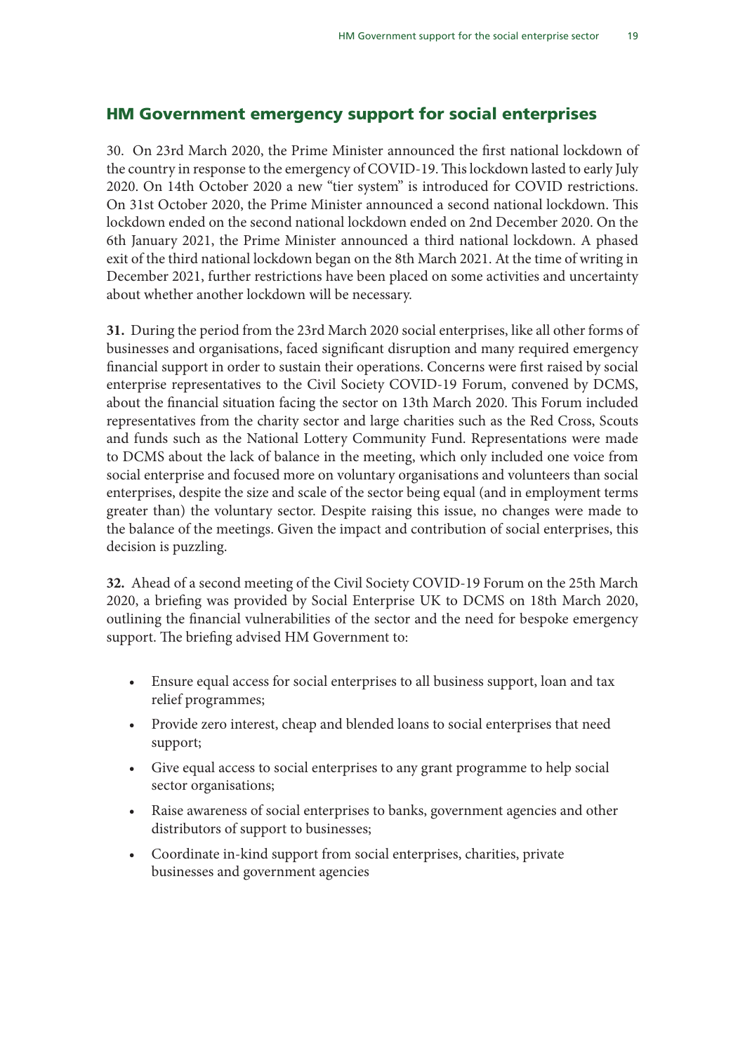## HM Government emergency support for social enterprises

30. On 23rd March 2020, the Prime Minister announced the first national lockdown of the country in response to the emergency of COVID-19. This lockdown lasted to early July 2020. On 14th October 2020 a new "tier system" is introduced for COVID restrictions. On 31st October 2020, the Prime Minister announced a second national lockdown. This lockdown ended on the second national lockdown ended on 2nd December 2020. On the 6th January 2021, the Prime Minister announced a third national lockdown. A phased exit of the third national lockdown began on the 8th March 2021. At the time of writing in December 2021, further restrictions have been placed on some activities and uncertainty about whether another lockdown will be necessary.

**31.** During the period from the 23rd March 2020 social enterprises, like all other forms of businesses and organisations, faced significant disruption and many required emergency financial support in order to sustain their operations. Concerns were first raised by social enterprise representatives to the Civil Society COVID-19 Forum, convened by DCMS, about the financial situation facing the sector on 13th March 2020. This Forum included representatives from the charity sector and large charities such as the Red Cross, Scouts and funds such as the National Lottery Community Fund. Representations were made to DCMS about the lack of balance in the meeting, which only included one voice from social enterprise and focused more on voluntary organisations and volunteers than social enterprises, despite the size and scale of the sector being equal (and in employment terms greater than) the voluntary sector. Despite raising this issue, no changes were made to the balance of the meetings. Given the impact and contribution of social enterprises, this decision is puzzling.

**32.** Ahead of a second meeting of the Civil Society COVID-19 Forum on the 25th March 2020, a briefing was provided by Social Enterprise UK to DCMS on 18th March 2020, outlining the financial vulnerabilities of the sector and the need for bespoke emergency support. The briefing advised HM Government to:

- Ensure equal access for social enterprises to all business support, loan and tax relief programmes;
- Provide zero interest, cheap and blended loans to social enterprises that need support;
- Give equal access to social enterprises to any grant programme to help social sector organisations;
- Raise awareness of social enterprises to banks, government agencies and other distributors of support to businesses;
- Coordinate in-kind support from social enterprises, charities, private businesses and government agencies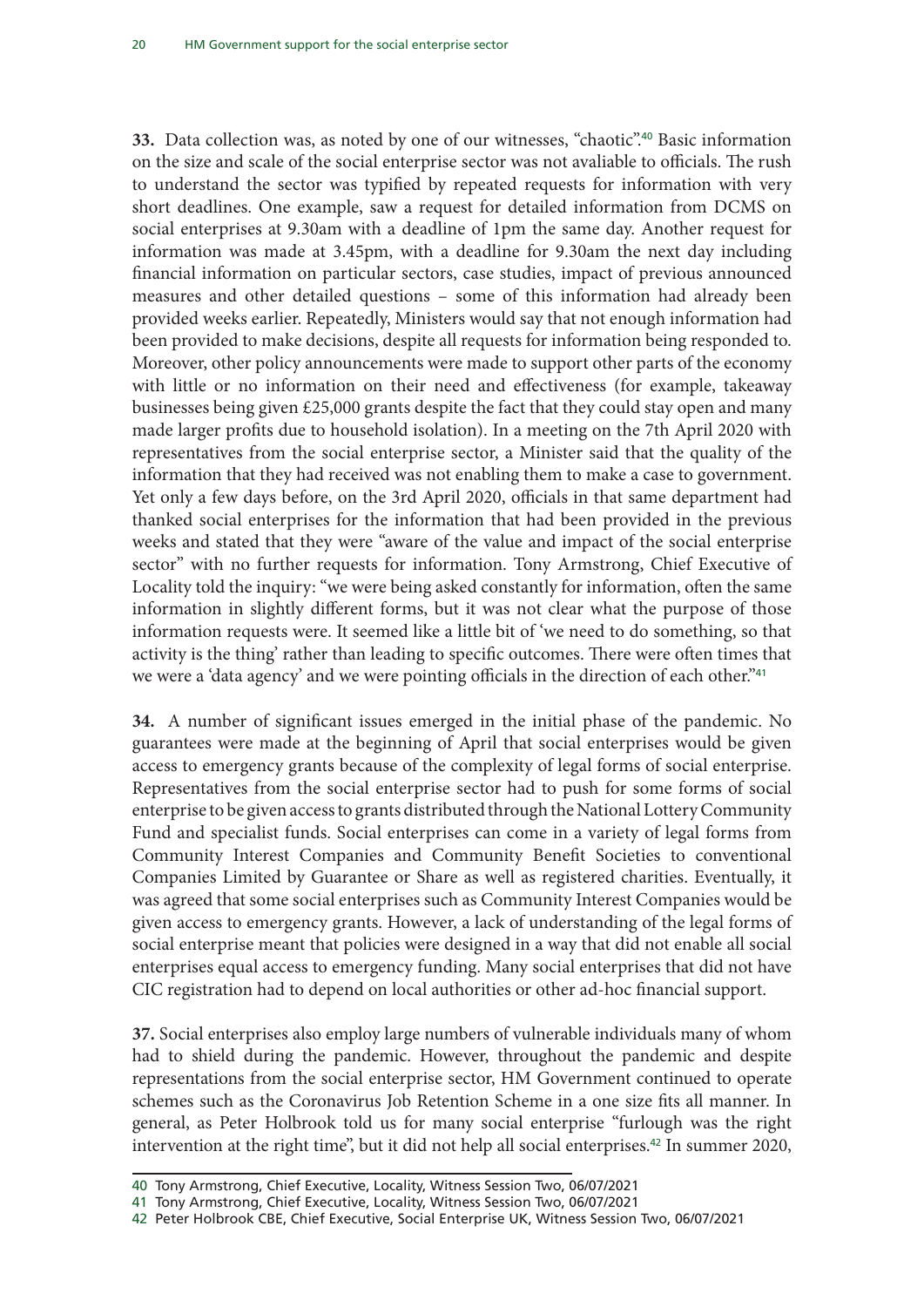**33.** Data collection was, as noted by one of our witnesses, "chaotic".[40] Basic information on the size and scale of the social enterprise sector was not avaliable to officials. The rush to understand the sector was typified by repeated requests for information with very short deadlines. One example, saw a request for detailed information from DCMS on social enterprises at 9.30am with a deadline of 1pm the same day. Another request for information was made at 3.45pm, with a deadline for 9.30am the next day including financial information on particular sectors, case studies, impact of previous announced measures and other detailed questions – some of this information had already been provided weeks earlier. Repeatedly, Ministers would say that not enough information had been provided to make decisions, despite all requests for information being responded to. Moreover, other policy announcements were made to support other parts of the economy with little or no information on their need and effectiveness (for example, takeaway businesses being given £25,000 grants despite the fact that they could stay open and many made larger profits due to household isolation). In a meeting on the 7th April 2020 with representatives from the social enterprise sector, a Minister said that the quality of the information that they had received was not enabling them to make a case to government. Yet only a few days before, on the 3rd April 2020, officials in that same department had thanked social enterprises for the information that had been provided in the previous weeks and stated that they were "aware of the value and impact of the social enterprise sector" with no further requests for information. Tony Armstrong, Chief Executive of Locality told the inquiry: "we were being asked constantly for information, often the same information in slightly different forms, but it was not clear what the purpose of those information requests were. It seemed like a little bit of 'we need to do something, so that activity is the thing' rather than leading to specific outcomes. There were often times that we were a 'data agency' and we were pointing officials in the direction of each other."[41]

**34.** A number of significant issues emerged in the initial phase of the pandemic. No guarantees were made at the beginning of April that social enterprises would be given access to emergency grants because of the complexity of legal forms of social enterprise. Representatives from the social enterprise sector had to push for some forms of social enterprise to be given access to grants distributed through the National Lottery Community Fund and specialist funds. Social enterprises can come in a variety of legal forms from Community Interest Companies and Community Benefit Societies to conventional Companies Limited by Guarantee or Share as well as registered charities. Eventually, it was agreed that some social enterprises such as Community Interest Companies would be given access to emergency grants. However, a lack of understanding of the legal forms of social enterprise meant that policies were designed in a way that did not enable all social enterprises equal access to emergency funding. Many social enterprises that did not have CIC registration had to depend on local authorities or other ad-hoc financial support.

**37.** Social enterprises also employ large numbers of vulnerable individuals many of whom had to shield during the pandemic. However, throughout the pandemic and despite representations from the social enterprise sector, HM Government continued to operate schemes such as the Coronavirus Job Retention Scheme in a one size fits all manner. In general, as Peter Holbrook told us for many social enterprise "furlough was the right intervention at the right time", but it did not help all social enterprises.[42] In summer 2020,

---

40 Tony Armstrong, Chief Executive, Locality, Witness Session Two, 06/07/2021

41 Tony Armstrong, Chief Executive, Locality, Witness Session Two, 06/07/2021

42 Peter Holbrook CBE, Chief Executive, Social Enterprise UK, Witness Session Two, 06/07/2021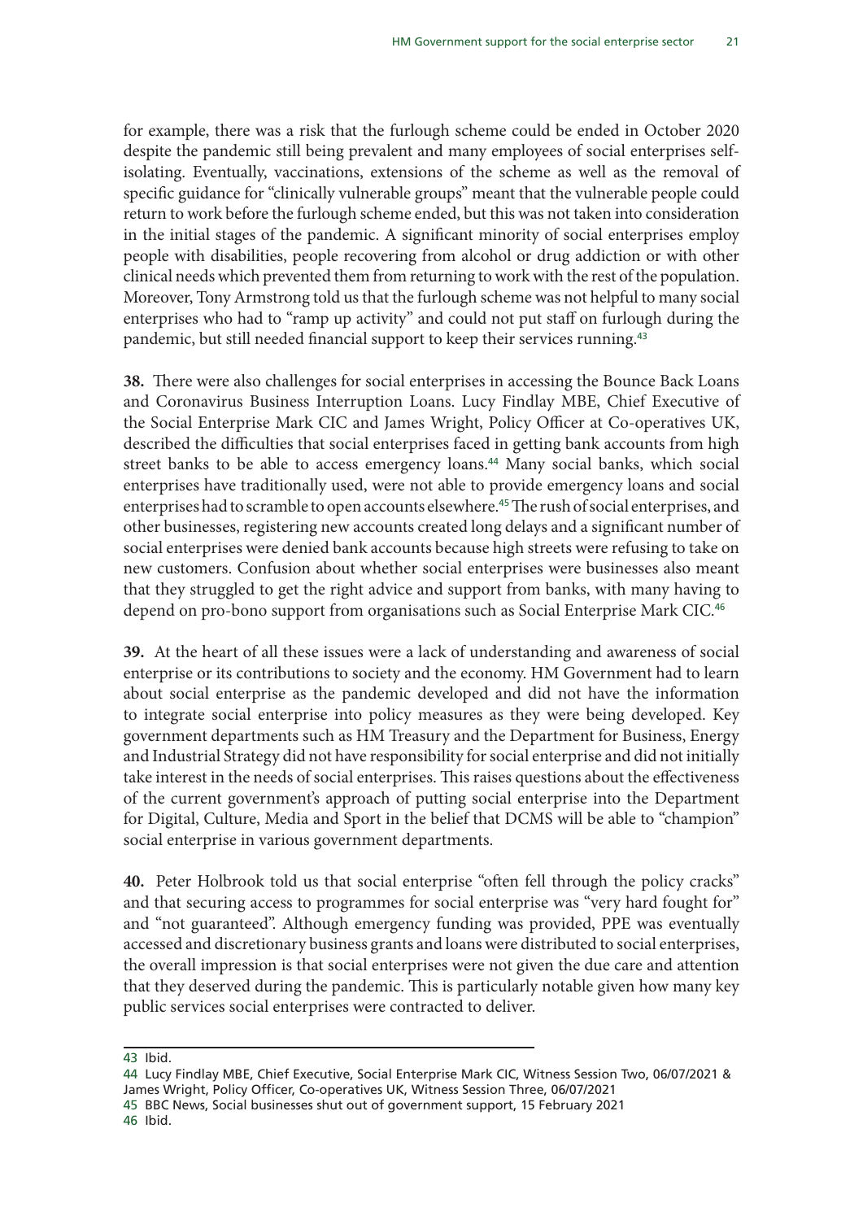for example, there was a risk that the furlough scheme could be ended in October 2020 despite the pandemic still being prevalent and many employees of social enterprises self-isolating. Eventually, vaccinations, extensions of the scheme as well as the removal of specific guidance for "clinically vulnerable groups" meant that the vulnerable people could return to work before the furlough scheme ended, but this was not taken into consideration in the initial stages of the pandemic. A significant minority of social enterprises employ people with disabilities, people recovering from alcohol or drug addiction or with other clinical needs which prevented them from returning to work with the rest of the population. Moreover, Tony Armstrong told us that the furlough scheme was not helpful to many social enterprises who had to "ramp up activity" and could not put staff on furlough during the pandemic, but still needed financial support to keep their services running.[43]

**38.** There were also challenges for social enterprises in accessing the Bounce Back Loans and Coronavirus Business Interruption Loans. Lucy Findlay MBE, Chief Executive of the Social Enterprise Mark CIC and James Wright, Policy Officer at Co-operatives UK, described the difficulties that social enterprises faced in getting bank accounts from high street banks to be able to access emergency loans.[44] Many social banks, which social enterprises have traditionally used, were not able to provide emergency loans and social enterprises had to scramble to open accounts elsewhere.[45] The rush of social enterprises, and other businesses, registering new accounts created long delays and a significant number of social enterprises were denied bank accounts because high streets were refusing to take on new customers. Confusion about whether social enterprises were businesses also meant that they struggled to get the right advice and support from banks, with many having to depend on pro-bono support from organisations such as Social Enterprise Mark CIC.[46]

**39.** At the heart of all these issues were a lack of understanding and awareness of social enterprise or its contributions to society and the economy. HM Government had to learn about social enterprise as the pandemic developed and did not have the information to integrate social enterprise into policy measures as they were being developed. Key government departments such as HM Treasury and the Department for Business, Energy and Industrial Strategy did not have responsibility for social enterprise and did not initially take interest in the needs of social enterprises. This raises questions about the effectiveness of the current government's approach of putting social enterprise into the Department for Digital, Culture, Media and Sport in the belief that DCMS will be able to "champion" social enterprise in various government departments.

**40.** Peter Holbrook told us that social enterprise "often fell through the policy cracks" and that securing access to programmes for social enterprise was "very hard fought for" and "not guaranteed". Although emergency funding was provided, PPE was eventually accessed and discretionary business grants and loans were distributed to social enterprises, the overall impression is that social enterprises were not given the due care and attention that they deserved during the pandemic. This is particularly notable given how many key public services social enterprises were contracted to deliver.

---

43 Ibid.

44 Lucy Findlay MBE, Chief Executive, Social Enterprise Mark CIC, Witness Session Two, 06/07/2021 & James Wright, Policy Officer, Co-operatives UK, Witness Session Three, 06/07/2021

45 BBC News, Social businesses shut out of government support, 15 February 2021

46 Ibid.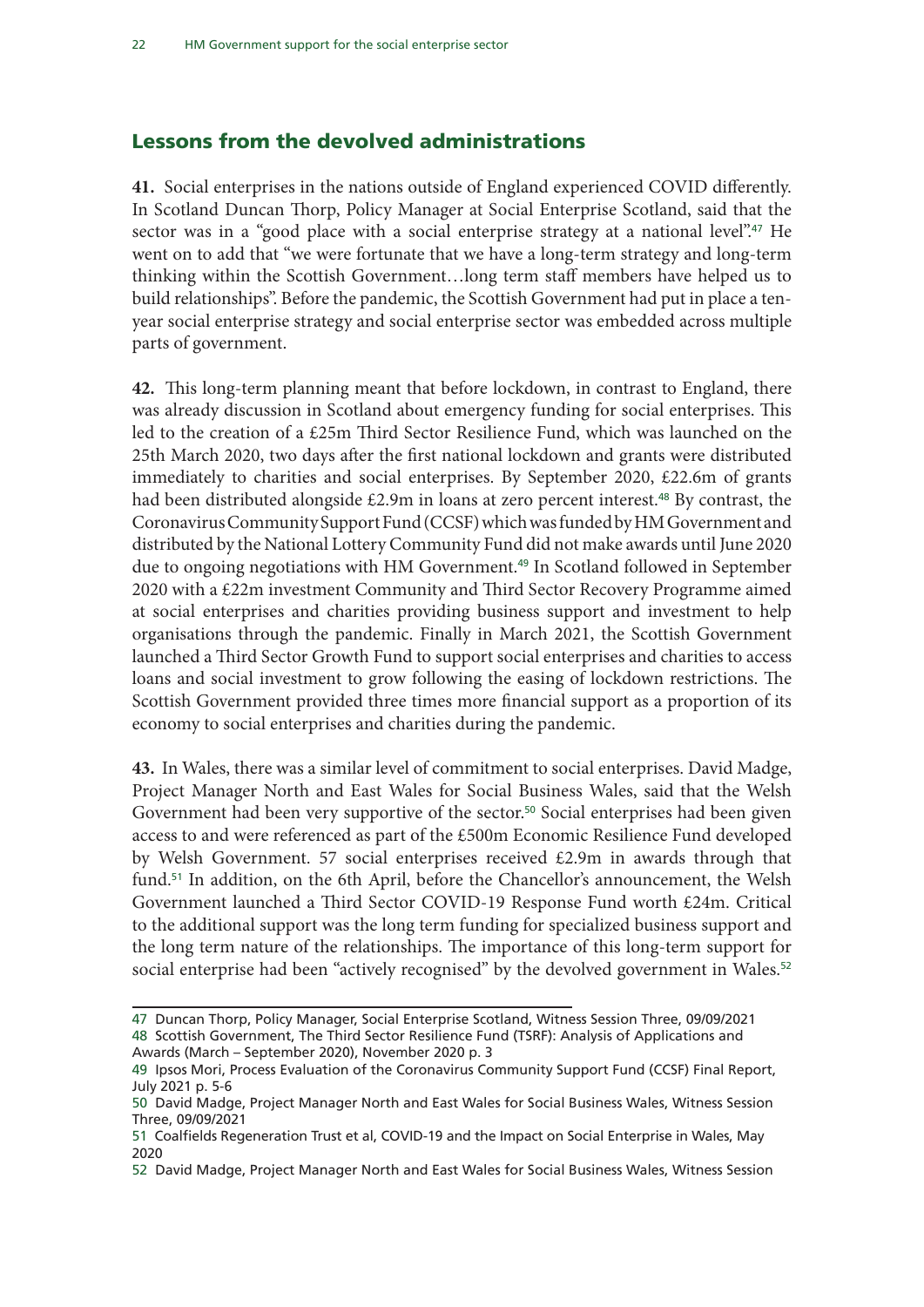## Lessons from the devolved administrations

**41.** Social enterprises in the nations outside of England experienced COVID differently. In Scotland Duncan Thorp, Policy Manager at Social Enterprise Scotland, said that the sector was in a "good place with a social enterprise strategy at a national level".[47] He went on to add that "we were fortunate that we have a long-term strategy and long-term thinking within the Scottish Government…long term staff members have helped us to build relationships". Before the pandemic, the Scottish Government had put in place a ten-year social enterprise strategy and social enterprise sector was embedded across multiple parts of government.

**42.** This long-term planning meant that before lockdown, in contrast to England, there was already discussion in Scotland about emergency funding for social enterprises. This led to the creation of a £25m Third Sector Resilience Fund, which was launched on the 25th March 2020, two days after the first national lockdown and grants were distributed immediately to charities and social enterprises. By September 2020, £22.6m of grants had been distributed alongside £2.9m in loans at zero percent interest.[48] By contrast, the Coronavirus Community Support Fund (CCSF) which was funded by HM Government and distributed by the National Lottery Community Fund did not make awards until June 2020 due to ongoing negotiations with HM Government.[49] In Scotland followed in September 2020 with a £22m investment Community and Third Sector Recovery Programme aimed at social enterprises and charities providing business support and investment to help organisations through the pandemic. Finally in March 2021, the Scottish Government launched a Third Sector Growth Fund to support social enterprises and charities to access loans and social investment to grow following the easing of lockdown restrictions. The Scottish Government provided three times more financial support as a proportion of its economy to social enterprises and charities during the pandemic.

**43.** In Wales, there was a similar level of commitment to social enterprises. David Madge, Project Manager North and East Wales for Social Business Wales, said that the Welsh Government had been very supportive of the sector.[50] Social enterprises had been given access to and were referenced as part of the £500m Economic Resilience Fund developed by Welsh Government. 57 social enterprises received £2.9m in awards through that fund.[51] In addition, on the 6th April, before the Chancellor's announcement, the Welsh Government launched a Third Sector COVID-19 Response Fund worth £24m. Critical to the additional support was the long term funding for specialized business support and the long term nature of the relationships. The importance of this long-term support for social enterprise had been "actively recognised" by the devolved government in Wales.[52]

---

47 Duncan Thorp, Policy Manager, Social Enterprise Scotland, Witness Session Three, 09/09/2021

48 Scottish Government, The Third Sector Resilience Fund (TSRF): Analysis of Applications and Awards (March – September 2020), November 2020 p. 3

49 Ipsos Mori, Process Evaluation of the Coronavirus Community Support Fund (CCSF) Final Report, July 2021 p. 5-6

50 David Madge, Project Manager North and East Wales for Social Business Wales, Witness Session Three, 09/09/2021

51 Coalfields Regeneration Trust et al, COVID-19 and the Impact on Social Enterprise in Wales, May 2020

52 David Madge, Project Manager North and East Wales for Social Business Wales, Witness Session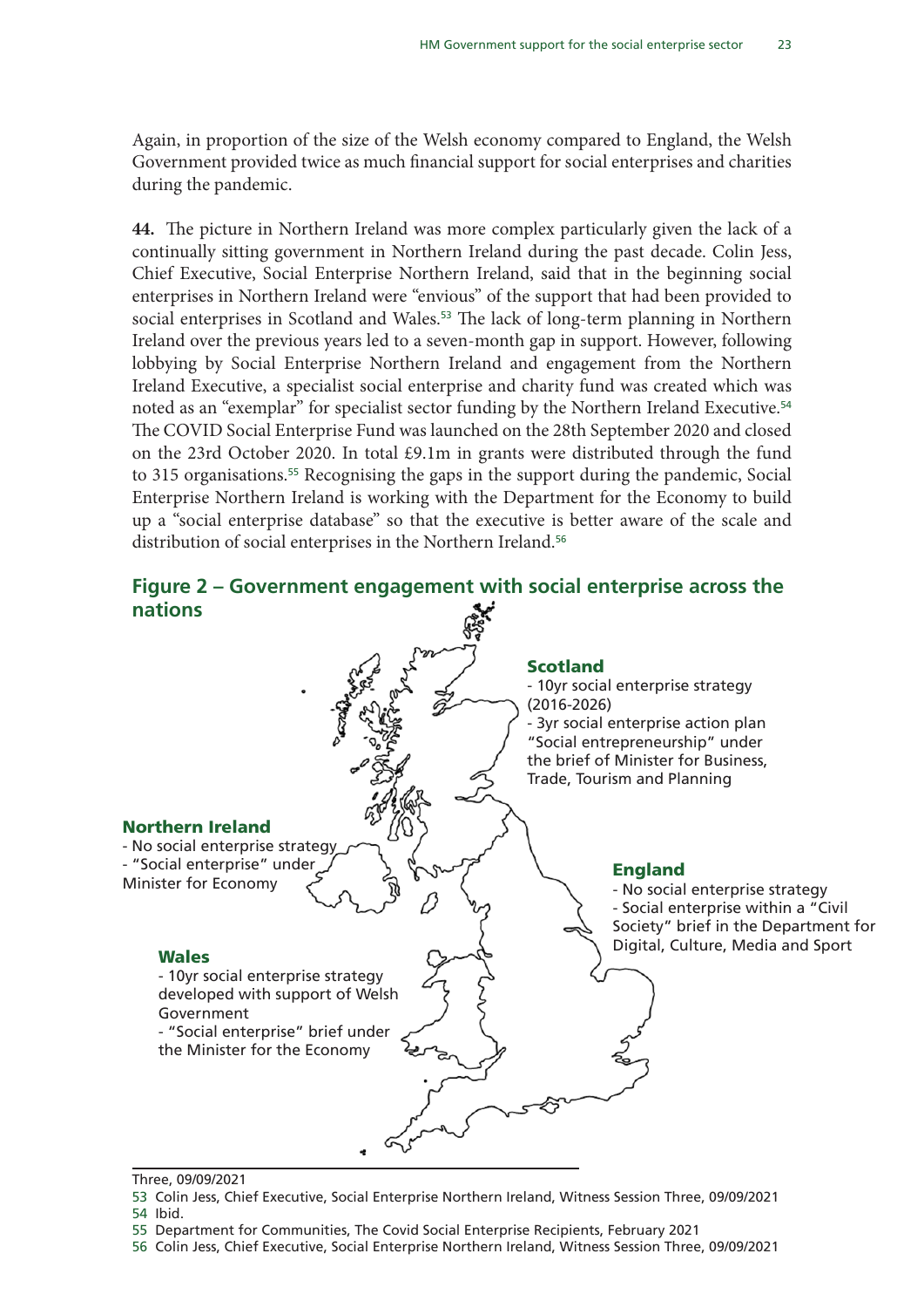Again, in proportion of the size of the Welsh economy compared to England, the Welsh Government provided twice as much financial support for social enterprises and charities during the pandemic.

**44.** The picture in Northern Ireland was more complex particularly given the lack of a continually sitting government in Northern Ireland during the past decade. Colin Jess, Chief Executive, Social Enterprise Northern Ireland, said that in the beginning social enterprises in Northern Ireland were "envious" of the support that had been provided to social enterprises in Scotland and Wales.[53] The lack of long-term planning in Northern Ireland over the previous years led to a seven-month gap in support. However, following lobbying by Social Enterprise Northern Ireland and engagement from the Northern Ireland Executive, a specialist social enterprise and charity fund was created which was noted as an "exemplar" for specialist sector funding by the Northern Ireland Executive.[54] The COVID Social Enterprise Fund was launched on the 28th September 2020 and closed on the 23rd October 2020. In total £9.1m in grants were distributed through the fund to 315 organisations.[55] Recognising the gaps in the support during the pandemic, Social Enterprise Northern Ireland is working with the Department for the Economy to build up a "social enterprise database" so that the executive is better aware of the scale and distribution of social enterprises in the Northern Ireland.[56]

## Figure 2 – Government engagement with social enterprise across the nations

**Scotland**
- 10yr social enterprise strategy (2016-2026)
- 3yr social enterprise action plan "Social entrepreneurship" under the brief of Minister for Business, Trade, Tourism and Planning

**Northern Ireland**
- No social enterprise strategy
- "Social enterprise" under Minister for Economy

**England**
- No social enterprise strategy
- Social enterprise within a "Civil Society" brief in the Department for Digital, Culture, Media and Sport

**Wales**
- 10yr social enterprise strategy developed with support of Welsh Government
- "Social enterprise" brief under the Minister for the Economy

Three, 09/09/2021

53 Colin Jess, Chief Executive, Social Enterprise Northern Ireland, Witness Session Three, 09/09/2021
54 Ibid.
55 Department for Communities, The Covid Social Enterprise Recipients, February 2021
56 Colin Jess, Chief Executive, Social Enterprise Northern Ireland, Witness Session Three, 09/09/2021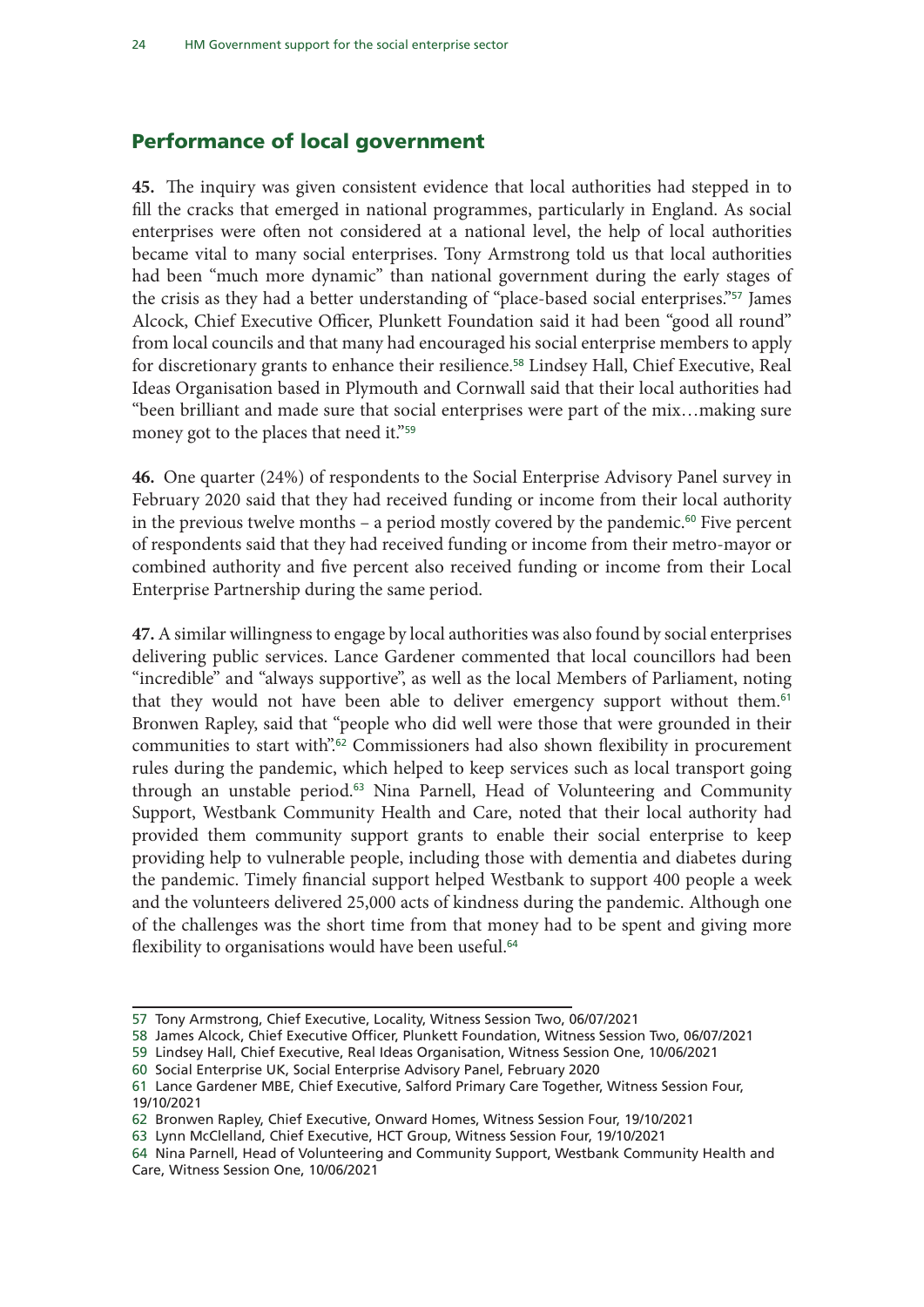## Performance of local government

**45.** The inquiry was given consistent evidence that local authorities had stepped in to fill the cracks that emerged in national programmes, particularly in England. As social enterprises were often not considered at a national level, the help of local authorities became vital to many social enterprises. Tony Armstrong told us that local authorities had been "much more dynamic" than national government during the early stages of the crisis as they had a better understanding of "place-based social enterprises."[57] James Alcock, Chief Executive Officer, Plunkett Foundation said it had been "good all round" from local councils and that many had encouraged his social enterprise members to apply for discretionary grants to enhance their resilience.[58] Lindsey Hall, Chief Executive, Real Ideas Organisation based in Plymouth and Cornwall said that their local authorities had "been brilliant and made sure that social enterprises were part of the mix…making sure money got to the places that need it."[59]

**46.** One quarter (24%) of respondents to the Social Enterprise Advisory Panel survey in February 2020 said that they had received funding or income from their local authority in the previous twelve months – a period mostly covered by the pandemic.[60] Five percent of respondents said that they had received funding or income from their metro-mayor or combined authority and five percent also received funding or income from their Local Enterprise Partnership during the same period.

**47.** A similar willingness to engage by local authorities was also found by social enterprises delivering public services. Lance Gardener commented that local councillors had been "incredible" and "always supportive", as well as the local Members of Parliament, noting that they would not have been able to deliver emergency support without them.[61] Bronwen Rapley, said that "people who did well were those that were grounded in their communities to start with".[62] Commissioners had also shown flexibility in procurement rules during the pandemic, which helped to keep services such as local transport going through an unstable period.[63] Nina Parnell, Head of Volunteering and Community Support, Westbank Community Health and Care, noted that their local authority had provided them community support grants to enable their social enterprise to keep providing help to vulnerable people, including those with dementia and diabetes during the pandemic. Timely financial support helped Westbank to support 400 people a week and the volunteers delivered 25,000 acts of kindness during the pandemic. Although one of the challenges was the short time from that money had to be spent and giving more flexibility to organisations would have been useful.[64]

---

57 Tony Armstrong, Chief Executive, Locality, Witness Session Two, 06/07/2021

58 James Alcock, Chief Executive Officer, Plunkett Foundation, Witness Session Two, 06/07/2021

59 Lindsey Hall, Chief Executive, Real Ideas Organisation, Witness Session One, 10/06/2021

60 Social Enterprise UK, Social Enterprise Advisory Panel, February 2020

61 Lance Gardener MBE, Chief Executive, Salford Primary Care Together, Witness Session Four, 19/10/2021

62 Bronwen Rapley, Chief Executive, Onward Homes, Witness Session Four, 19/10/2021

63 Lynn McClelland, Chief Executive, HCT Group, Witness Session Four, 19/10/2021

64 Nina Parnell, Head of Volunteering and Community Support, Westbank Community Health and Care, Witness Session One, 10/06/2021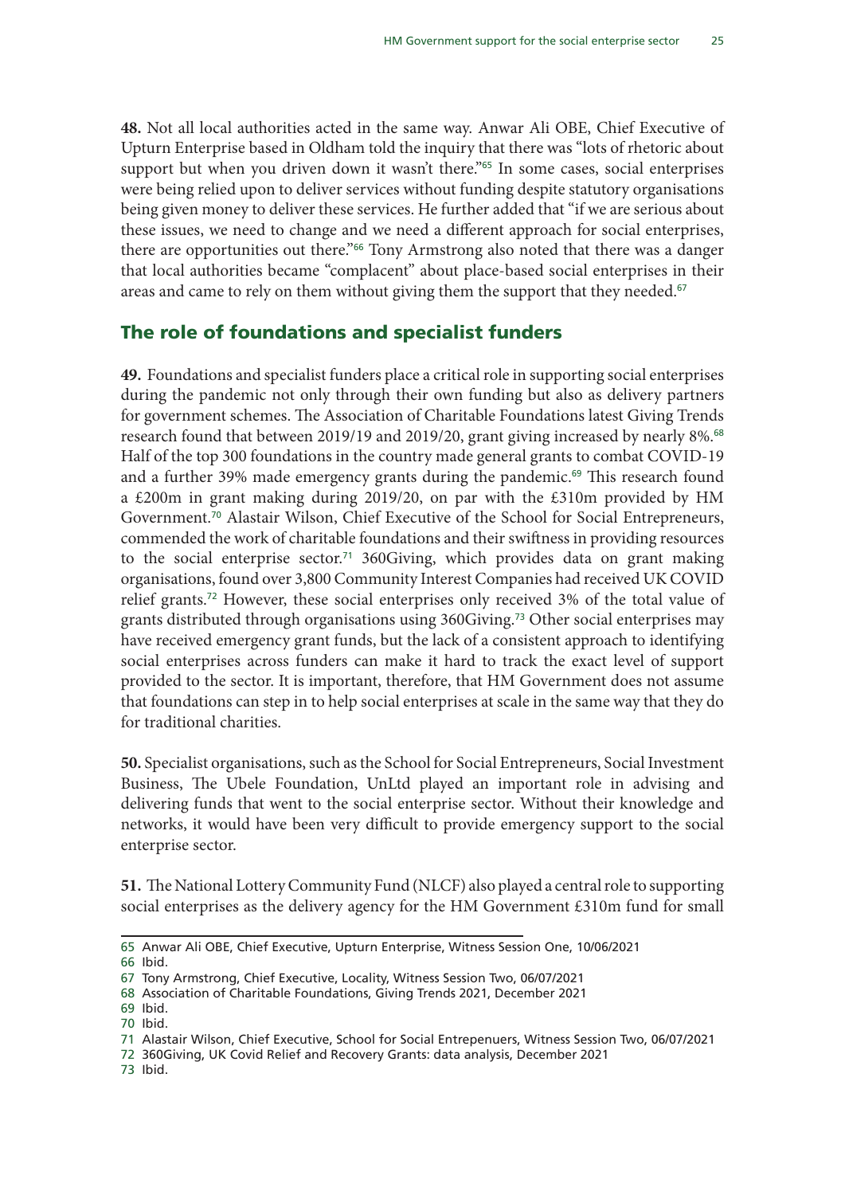**48.** Not all local authorities acted in the same way. Anwar Ali OBE, Chief Executive of Upturn Enterprise based in Oldham told the inquiry that there was "lots of rhetoric about support but when you driven down it wasn't there."[65] In some cases, social enterprises were being relied upon to deliver services without funding despite statutory organisations being given money to deliver these services. He further added that "if we are serious about these issues, we need to change and we need a different approach for social enterprises, there are opportunities out there."[66] Tony Armstrong also noted that there was a danger that local authorities became "complacent" about place-based social enterprises in their areas and came to rely on them without giving them the support that they needed.[67]

## The role of foundations and specialist funders

**49.** Foundations and specialist funders place a critical role in supporting social enterprises during the pandemic not only through their own funding but also as delivery partners for government schemes. The Association of Charitable Foundations latest Giving Trends research found that between 2019/19 and 2019/20, grant giving increased by nearly 8%.[68] Half of the top 300 foundations in the country made general grants to combat COVID-19 and a further 39% made emergency grants during the pandemic.[69] This research found a £200m in grant making during 2019/20, on par with the £310m provided by HM Government.[70] Alastair Wilson, Chief Executive of the School for Social Entrepreneurs, commended the work of charitable foundations and their swiftness in providing resources to the social enterprise sector.[71] 360Giving, which provides data on grant making organisations, found over 3,800 Community Interest Companies had received UK COVID relief grants.[72] However, these social enterprises only received 3% of the total value of grants distributed through organisations using 360Giving.[73] Other social enterprises may have received emergency grant funds, but the lack of a consistent approach to identifying social enterprises across funders can make it hard to track the exact level of support provided to the sector. It is important, therefore, that HM Government does not assume that foundations can step in to help social enterprises at scale in the same way that they do for traditional charities.

**50.** Specialist organisations, such as the School for Social Entrepreneurs, Social Investment Business, The Ubele Foundation, UnLtd played an important role in advising and delivering funds that went to the social enterprise sector. Without their knowledge and networks, it would have been very difficult to provide emergency support to the social enterprise sector.

**51.** The National Lottery Community Fund (NLCF) also played a central role to supporting social enterprises as the delivery agency for the HM Government £310m fund for small

---

65 Anwar Ali OBE, Chief Executive, Upturn Enterprise, Witness Session One, 10/06/2021

66 Ibid.

67 Tony Armstrong, Chief Executive, Locality, Witness Session Two, 06/07/2021

68 Association of Charitable Foundations, Giving Trends 2021, December 2021

69 Ibid.

70 Ibid.

71 Alastair Wilson, Chief Executive, School for Social Entrepenuers, Witness Session Two, 06/07/2021

72 360Giving, UK Covid Relief and Recovery Grants: data analysis, December 2021

73 Ibid.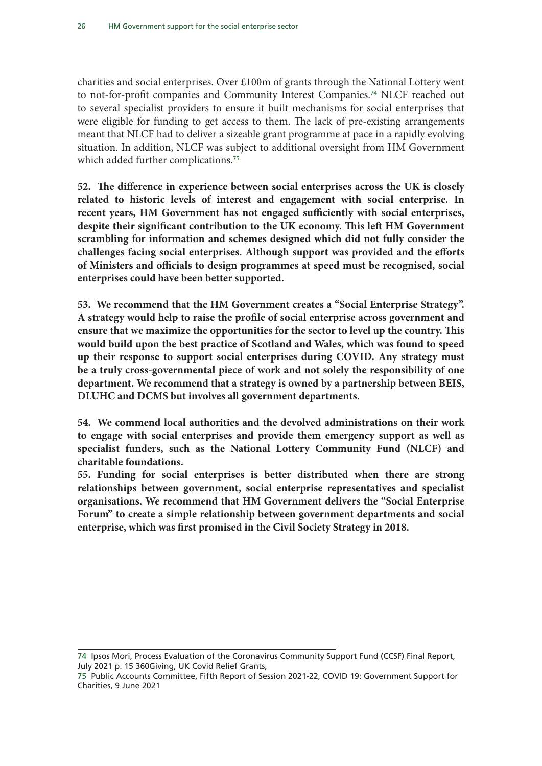charities and social enterprises. Over £100m of grants through the National Lottery went to not-for-profit companies and Community Interest Companies.[74] NLCF reached out to several specialist providers to ensure it built mechanisms for social enterprises that were eligible for funding to get access to them. The lack of pre-existing arrangements meant that NLCF had to deliver a sizeable grant programme at pace in a rapidly evolving situation. In addition, NLCF was subject to additional oversight from HM Government which added further complications.[75]

**52. The difference in experience between social enterprises across the UK is closely related to historic levels of interest and engagement with social enterprise. In recent years, HM Government has not engaged sufficiently with social enterprises, despite their significant contribution to the UK economy. This left HM Government scrambling for information and schemes designed which did not fully consider the challenges facing social enterprises. Although support was provided and the efforts of Ministers and officials to design programmes at speed must be recognised, social enterprises could have been better supported.**

**53. We recommend that the HM Government creates a "Social Enterprise Strategy". A strategy would help to raise the profile of social enterprise across government and ensure that we maximize the opportunities for the sector to level up the country. This would build upon the best practice of Scotland and Wales, which was found to speed up their response to support social enterprises during COVID. Any strategy must be a truly cross-governmental piece of work and not solely the responsibility of one department. We recommend that a strategy is owned by a partnership between BEIS, DLUHC and DCMS but involves all government departments.**

**54. We commend local authorities and the devolved administrations on their work to engage with social enterprises and provide them emergency support as well as specialist funders, such as the National Lottery Community Fund (NLCF) and charitable foundations.**

**55. Funding for social enterprises is better distributed when there are strong relationships between government, social enterprise representatives and specialist organisations. We recommend that HM Government delivers the "Social Enterprise Forum" to create a simple relationship between government departments and social enterprise, which was first promised in the Civil Society Strategy in 2018.**

---

74 Ipsos Mori, Process Evaluation of the Coronavirus Community Support Fund (CCSF) Final Report, July 2021 p. 15 360Giving, UK Covid Relief Grants,

75 Public Accounts Committee, Fifth Report of Session 2021-22, COVID 19: Government Support for Charities, 9 June 2021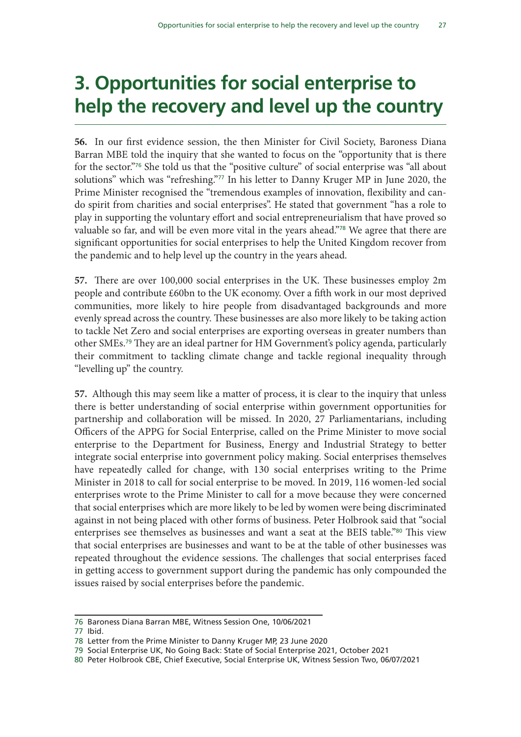# 3. Opportunities for social enterprise to help the recovery and level up the country

**56.** In our first evidence session, the then Minister for Civil Society, Baroness Diana Barran MBE told the inquiry that she wanted to focus on the "opportunity that is there for the sector."[76] She told us that the "positive culture" of social enterprise was "all about solutions" which was "refreshing."[77] In his letter to Danny Kruger MP in June 2020, the Prime Minister recognised the "tremendous examples of innovation, flexibility and can-do spirit from charities and social enterprises". He stated that government "has a role to play in supporting the voluntary effort and social entrepreneurialism that have proved so valuable so far, and will be even more vital in the years ahead."[78] We agree that there are significant opportunities for social enterprises to help the United Kingdom recover from the pandemic and to help level up the country in the years ahead.

**57.** There are over 100,000 social enterprises in the UK. These businesses employ 2m people and contribute £60bn to the UK economy. Over a fifth work in our most deprived communities, more likely to hire people from disadvantaged backgrounds and more evenly spread across the country. These businesses are also more likely to be taking action to tackle Net Zero and social enterprises are exporting overseas in greater numbers than other SMEs.[79] They are an ideal partner for HM Government's policy agenda, particularly their commitment to tackling climate change and tackle regional inequality through "levelling up" the country.

**57.** Although this may seem like a matter of process, it is clear to the inquiry that unless there is better understanding of social enterprise within government opportunities for partnership and collaboration will be missed. In 2020, 27 Parliamentarians, including Officers of the APPG for Social Enterprise, called on the Prime Minister to move social enterprise to the Department for Business, Energy and Industrial Strategy to better integrate social enterprise into government policy making. Social enterprises themselves have repeatedly called for change, with 130 social enterprises writing to the Prime Minister in 2018 to call for social enterprise to be moved. In 2019, 116 women-led social enterprises wrote to the Prime Minister to call for a move because they were concerned that social enterprises which are more likely to be led by women were being discriminated against in not being placed with other forms of business. Peter Holbrook said that "social enterprises see themselves as businesses and want a seat at the BEIS table."[80] This view that social enterprises are businesses and want to be at the table of other businesses was repeated throughout the evidence sessions. The challenges that social enterprises faced in getting access to government support during the pandemic has only compounded the issues raised by social enterprises before the pandemic.

---

76 Baroness Diana Barran MBE, Witness Session One, 10/06/2021

77 Ibid.

78 Letter from the Prime Minister to Danny Kruger MP, 23 June 2020

79 Social Enterprise UK, No Going Back: State of Social Enterprise 2021, October 2021

80 Peter Holbrook CBE, Chief Executive, Social Enterprise UK, Witness Session Two, 06/07/2021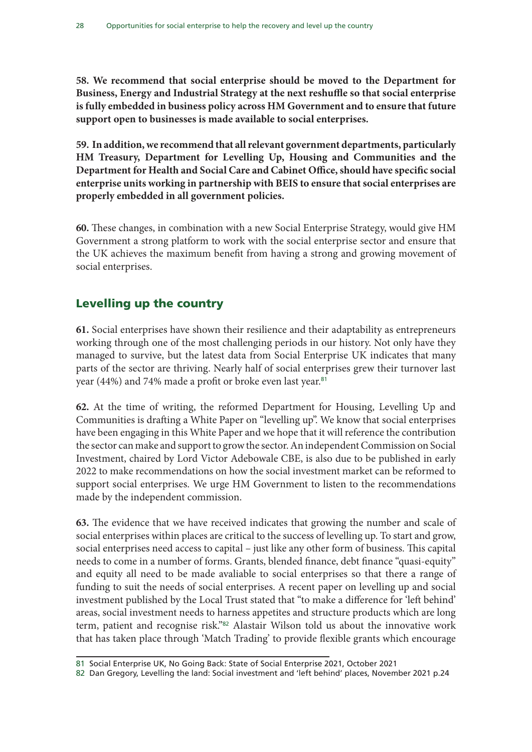**58. We recommend that social enterprise should be moved to the Department for Business, Energy and Industrial Strategy at the next reshuffle so that social enterprise is fully embedded in business policy across HM Government and to ensure that future support open to businesses is made available to social enterprises.**

**59. In addition, we recommend that all relevant government departments, particularly HM Treasury, Department for Levelling Up, Housing and Communities and the Department for Health and Social Care and Cabinet Office, should have specific social enterprise units working in partnership with BEIS to ensure that social enterprises are properly embedded in all government policies.**

**60.** These changes, in combination with a new Social Enterprise Strategy, would give HM Government a strong platform to work with the social enterprise sector and ensure that the UK achieves the maximum benefit from having a strong and growing movement of social enterprises.

## Levelling up the country

**61.** Social enterprises have shown their resilience and their adaptability as entrepreneurs working through one of the most challenging periods in our history. Not only have they managed to survive, but the latest data from Social Enterprise UK indicates that many parts of the sector are thriving. Nearly half of social enterprises grew their turnover last year (44%) and 74% made a profit or broke even last year.[81]

**62.** At the time of writing, the reformed Department for Housing, Levelling Up and Communities is drafting a White Paper on "levelling up". We know that social enterprises have been engaging in this White Paper and we hope that it will reference the contribution the sector can make and support to grow the sector. An independent Commission on Social Investment, chaired by Lord Victor Adebowale CBE, is also due to be published in early 2022 to make recommendations on how the social investment market can be reformed to support social enterprises. We urge HM Government to listen to the recommendations made by the independent commission.

**63.** The evidence that we have received indicates that growing the number and scale of social enterprises within places are critical to the success of levelling up. To start and grow, social enterprises need access to capital – just like any other form of business. This capital needs to come in a number of forms. Grants, blended finance, debt finance "quasi-equity" and equity all need to be made avaliable to social enterprises so that there a range of funding to suit the needs of social enterprises. A recent paper on levelling up and social investment published by the Local Trust stated that "to make a difference for 'left behind' areas, social investment needs to harness appetites and structure products which are long term, patient and recognise risk."[82] Alastair Wilson told us about the innovative work that has taken place through 'Match Trading' to provide flexible grants which encourage

---

81 Social Enterprise UK, No Going Back: State of Social Enterprise 2021, October 2021

82 Dan Gregory, Levelling the land: Social investment and 'left behind' places, November 2021 p.24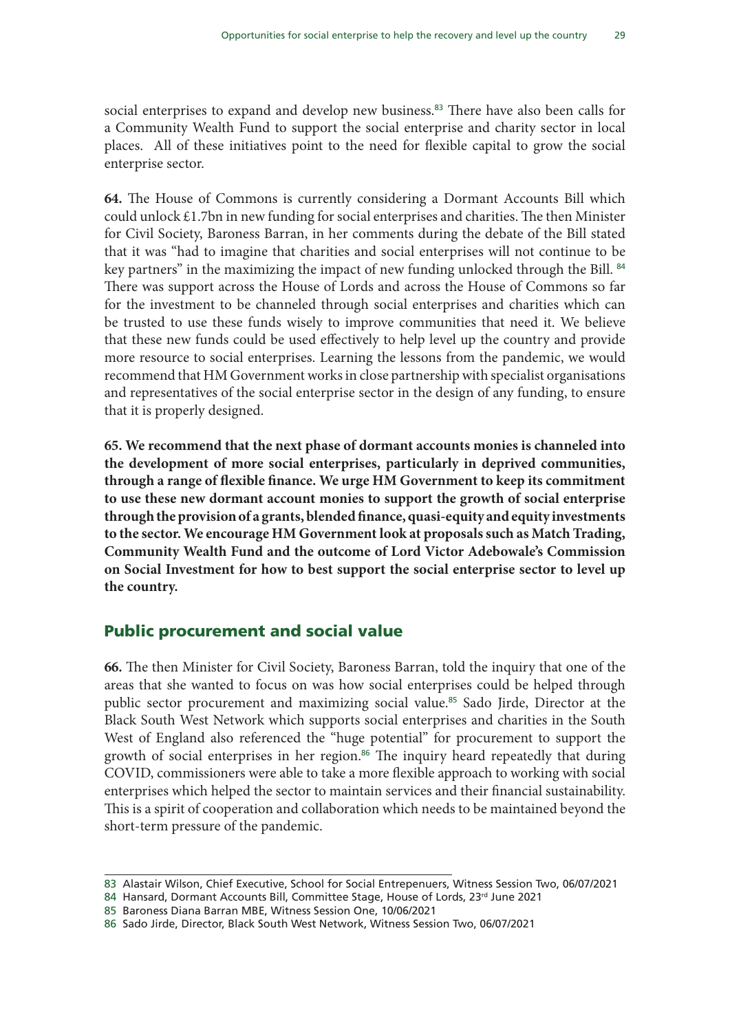social enterprises to expand and develop new business.[83] There have also been calls for a Community Wealth Fund to support the social enterprise and charity sector in local places. All of these initiatives point to the need for flexible capital to grow the social enterprise sector.

**64.** The House of Commons is currently considering a Dormant Accounts Bill which could unlock £1.7bn in new funding for social enterprises and charities. The then Minister for Civil Society, Baroness Barran, in her comments during the debate of the Bill stated that it was "had to imagine that charities and social enterprises will not continue to be key partners" in the maximizing the impact of new funding unlocked through the Bill. [84] There was support across the House of Lords and across the House of Commons so far for the investment to be channeled through social enterprises and charities which can be trusted to use these funds wisely to improve communities that need it. We believe that these new funds could be used effectively to help level up the country and provide more resource to social enterprises. Learning the lessons from the pandemic, we would recommend that HM Government works in close partnership with specialist organisations and representatives of the social enterprise sector in the design of any funding, to ensure that it is properly designed.

**65. We recommend that the next phase of dormant accounts monies is channeled into the development of more social enterprises, particularly in deprived communities, through a range of flexible finance. We urge HM Government to keep its commitment to use these new dormant account monies to support the growth of social enterprise through the provision of a grants, blended finance, quasi-equity and equity investments to the sector. We encourage HM Government look at proposals such as Match Trading, Community Wealth Fund and the outcome of Lord Victor Adebowale's Commission on Social Investment for how to best support the social enterprise sector to level up the country.**

## Public procurement and social value

**66.** The then Minister for Civil Society, Baroness Barran, told the inquiry that one of the areas that she wanted to focus on was how social enterprises could be helped through public sector procurement and maximizing social value.[85] Sado Jirde, Director at the Black South West Network which supports social enterprises and charities in the South West of England also referenced the "huge potential" for procurement to support the growth of social enterprises in her region.[86] The inquiry heard repeatedly that during COVID, commissioners were able to take a more flexible approach to working with social enterprises which helped the sector to maintain services and their financial sustainability. This is a spirit of cooperation and collaboration which needs to be maintained beyond the short-term pressure of the pandemic.

---

83 Alastair Wilson, Chief Executive, School for Social Entrepenuers, Witness Session Two, 06/07/2021

84 Hansard, Dormant Accounts Bill, Committee Stage, House of Lords, 23rd June 2021

85 Baroness Diana Barran MBE, Witness Session One, 10/06/2021

86 Sado Jirde, Director, Black South West Network, Witness Session Two, 06/07/2021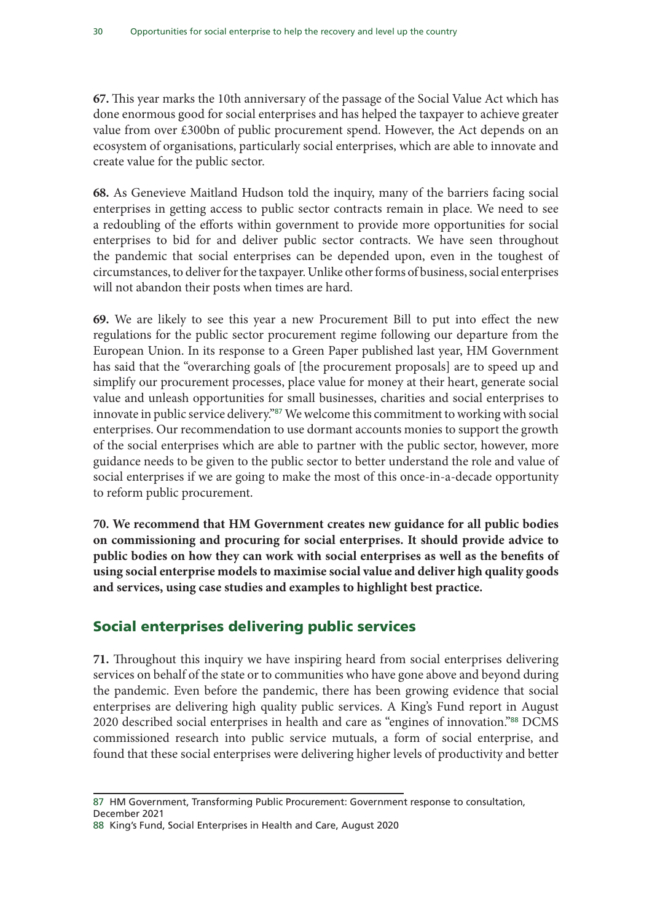**67.** This year marks the 10th anniversary of the passage of the Social Value Act which has done enormous good for social enterprises and has helped the taxpayer to achieve greater value from over £300bn of public procurement spend. However, the Act depends on an ecosystem of organisations, particularly social enterprises, which are able to innovate and create value for the public sector.

**68.** As Genevieve Maitland Hudson told the inquiry, many of the barriers facing social enterprises in getting access to public sector contracts remain in place. We need to see a redoubling of the efforts within government to provide more opportunities for social enterprises to bid for and deliver public sector contracts. We have seen throughout the pandemic that social enterprises can be depended upon, even in the toughest of circumstances, to deliver for the taxpayer. Unlike other forms of business, social enterprises will not abandon their posts when times are hard.

**69.** We are likely to see this year a new Procurement Bill to put into effect the new regulations for the public sector procurement regime following our departure from the European Union. In its response to a Green Paper published last year, HM Government has said that the "overarching goals of [the procurement proposals] are to speed up and simplify our procurement processes, place value for money at their heart, generate social value and unleash opportunities for small businesses, charities and social enterprises to innovate in public service delivery."[87] We welcome this commitment to working with social enterprises. Our recommendation to use dormant accounts monies to support the growth of the social enterprises which are able to partner with the public sector, however, more guidance needs to be given to the public sector to better understand the role and value of social enterprises if we are going to make the most of this once-in-a-decade opportunity to reform public procurement.

**70. We recommend that HM Government creates new guidance for all public bodies on commissioning and procuring for social enterprises. It should provide advice to public bodies on how they can work with social enterprises as well as the benefits of using social enterprise models to maximise social value and deliver high quality goods and services, using case studies and examples to highlight best practice.**

## Social enterprises delivering public services

**71.** Throughout this inquiry we have inspiring heard from social enterprises delivering services on behalf of the state or to communities who have gone above and beyond during the pandemic. Even before the pandemic, there has been growing evidence that social enterprises are delivering high quality public services. A King's Fund report in August 2020 described social enterprises in health and care as "engines of innovation."[88] DCMS commissioned research into public service mutuals, a form of social enterprise, and found that these social enterprises were delivering higher levels of productivity and better

---

87 HM Government, Transforming Public Procurement: Government response to consultation, December 2021

88 King's Fund, Social Enterprises in Health and Care, August 2020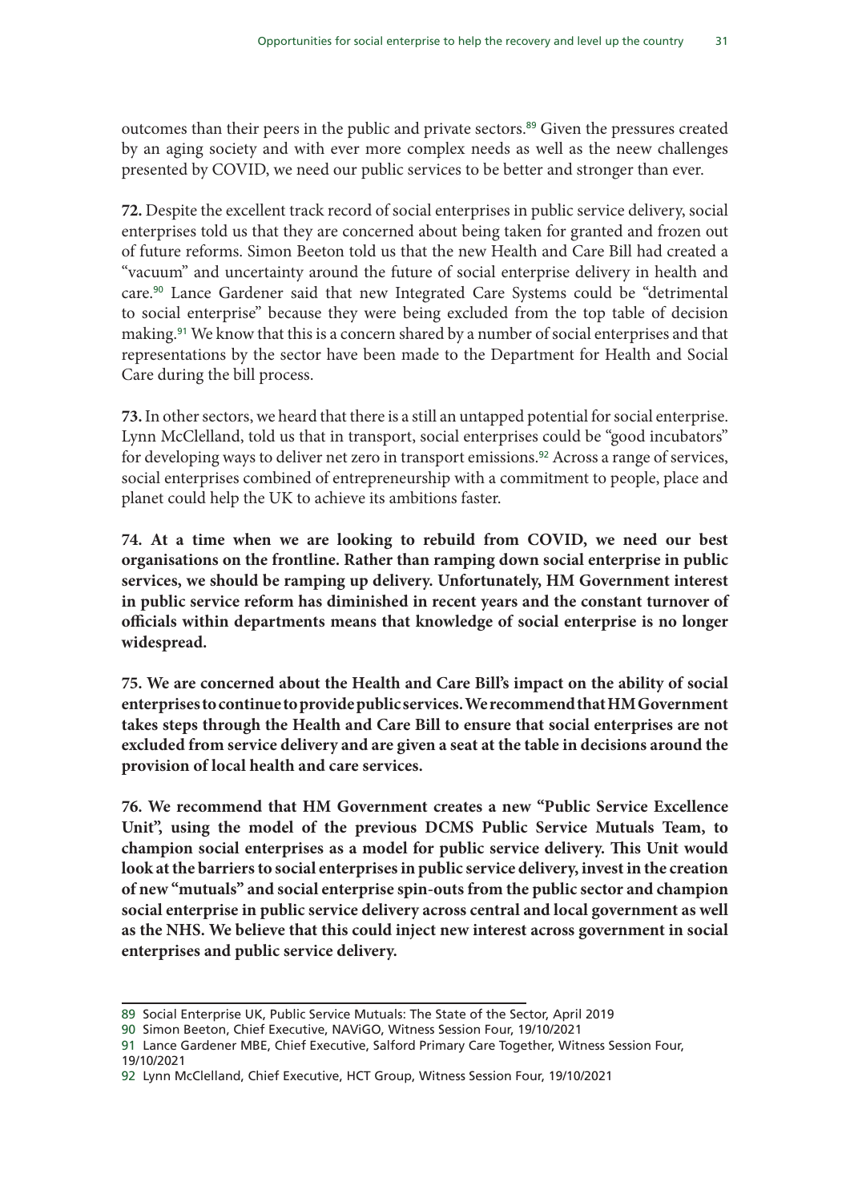outcomes than their peers in the public and private sectors.[89] Given the pressures created by an aging society and with ever more complex needs as well as the neew challenges presented by COVID, we need our public services to be better and stronger than ever.

**72.** Despite the excellent track record of social enterprises in public service delivery, social enterprises told us that they are concerned about being taken for granted and frozen out of future reforms. Simon Beeton told us that the new Health and Care Bill had created a "vacuum" and uncertainty around the future of social enterprise delivery in health and care.[90] Lance Gardener said that new Integrated Care Systems could be "detrimental to social enterprise" because they were being excluded from the top table of decision making.[91] We know that this is a concern shared by a number of social enterprises and that representations by the sector have been made to the Department for Health and Social Care during the bill process.

**73.** In other sectors, we heard that there is a still an untapped potential for social enterprise. Lynn McClelland, told us that in transport, social enterprises could be "good incubators" for developing ways to deliver net zero in transport emissions.[92] Across a range of services, social enterprises combined of entrepreneurship with a commitment to people, place and planet could help the UK to achieve its ambitions faster.

**74. At a time when we are looking to rebuild from COVID, we need our best organisations on the frontline. Rather than ramping down social enterprise in public services, we should be ramping up delivery. Unfortunately, HM Government interest in public service reform has diminished in recent years and the constant turnover of officials within departments means that knowledge of social enterprise is no longer widespread.**

**75. We are concerned about the Health and Care Bill's impact on the ability of social enterprises to continue to provide public services. We recommend that HM Government takes steps through the Health and Care Bill to ensure that social enterprises are not excluded from service delivery and are given a seat at the table in decisions around the provision of local health and care services.**

**76. We recommend that HM Government creates a new "Public Service Excellence Unit", using the model of the previous DCMS Public Service Mutuals Team, to champion social enterprises as a model for public service delivery. This Unit would look at the barriers to social enterprises in public service delivery, invest in the creation of new "mutuals" and social enterprise spin-outs from the public sector and champion social enterprise in public service delivery across central and local government as well as the NHS. We believe that this could inject new interest across government in social enterprises and public service delivery.**

---

89 Social Enterprise UK, Public Service Mutuals: The State of the Sector, April 2019

90 Simon Beeton, Chief Executive, NAViGO, Witness Session Four, 19/10/2021

91 Lance Gardener MBE, Chief Executive, Salford Primary Care Together, Witness Session Four, 19/10/2021

92 Lynn McClelland, Chief Executive, HCT Group, Witness Session Four, 19/10/2021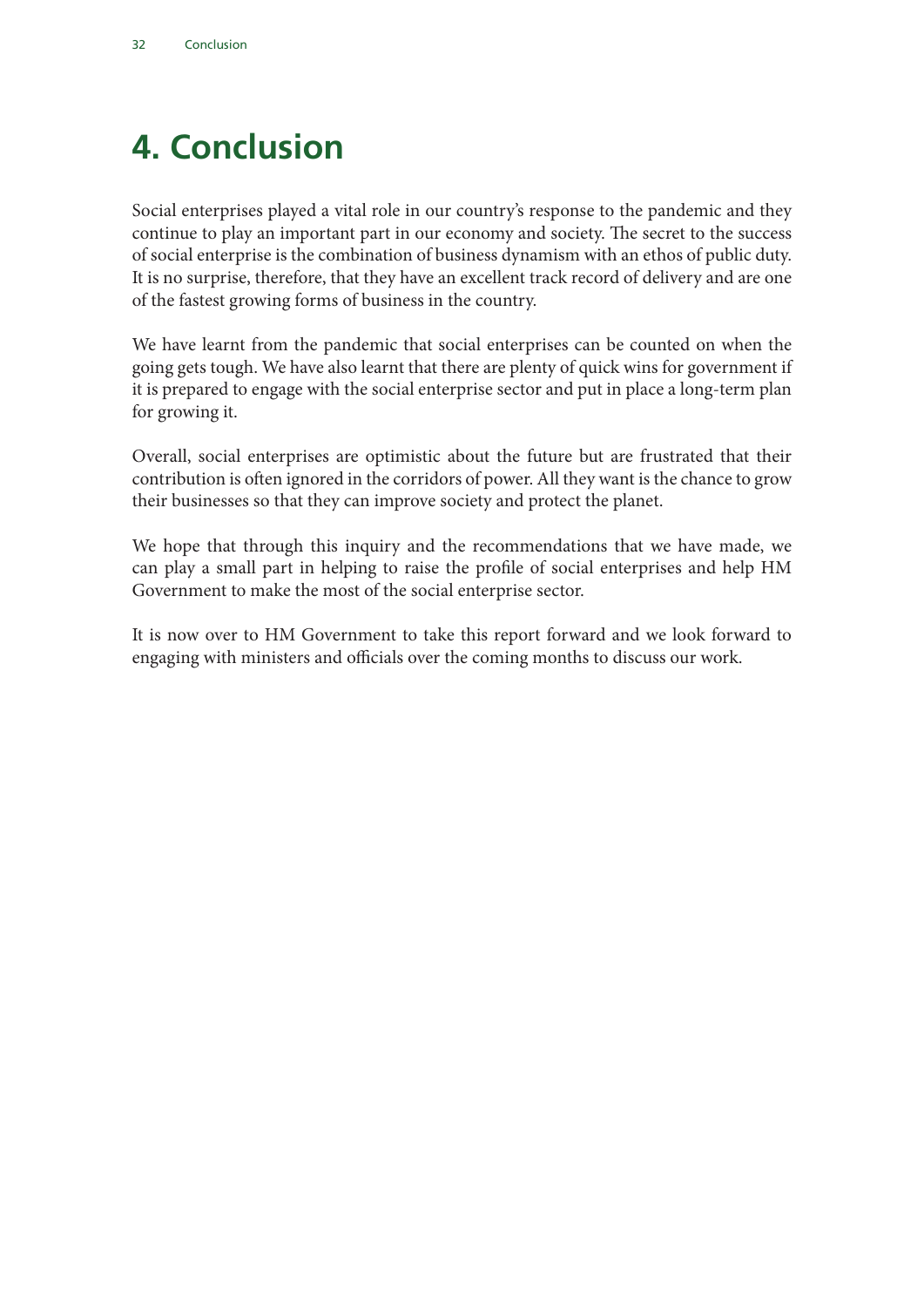# 4. Conclusion

Social enterprises played a vital role in our country's response to the pandemic and they continue to play an important part in our economy and society. The secret to the success of social enterprise is the combination of business dynamism with an ethos of public duty. It is no surprise, therefore, that they have an excellent track record of delivery and are one of the fastest growing forms of business in the country.

We have learnt from the pandemic that social enterprises can be counted on when the going gets tough. We have also learnt that there are plenty of quick wins for government if it is prepared to engage with the social enterprise sector and put in place a long-term plan for growing it.

Overall, social enterprises are optimistic about the future but are frustrated that their contribution is often ignored in the corridors of power. All they want is the chance to grow their businesses so that they can improve society and protect the planet.

We hope that through this inquiry and the recommendations that we have made, we can play a small part in helping to raise the profile of social enterprises and help HM Government to make the most of the social enterprise sector.

It is now over to HM Government to take this report forward and we look forward to engaging with ministers and officials over the coming months to discuss our work.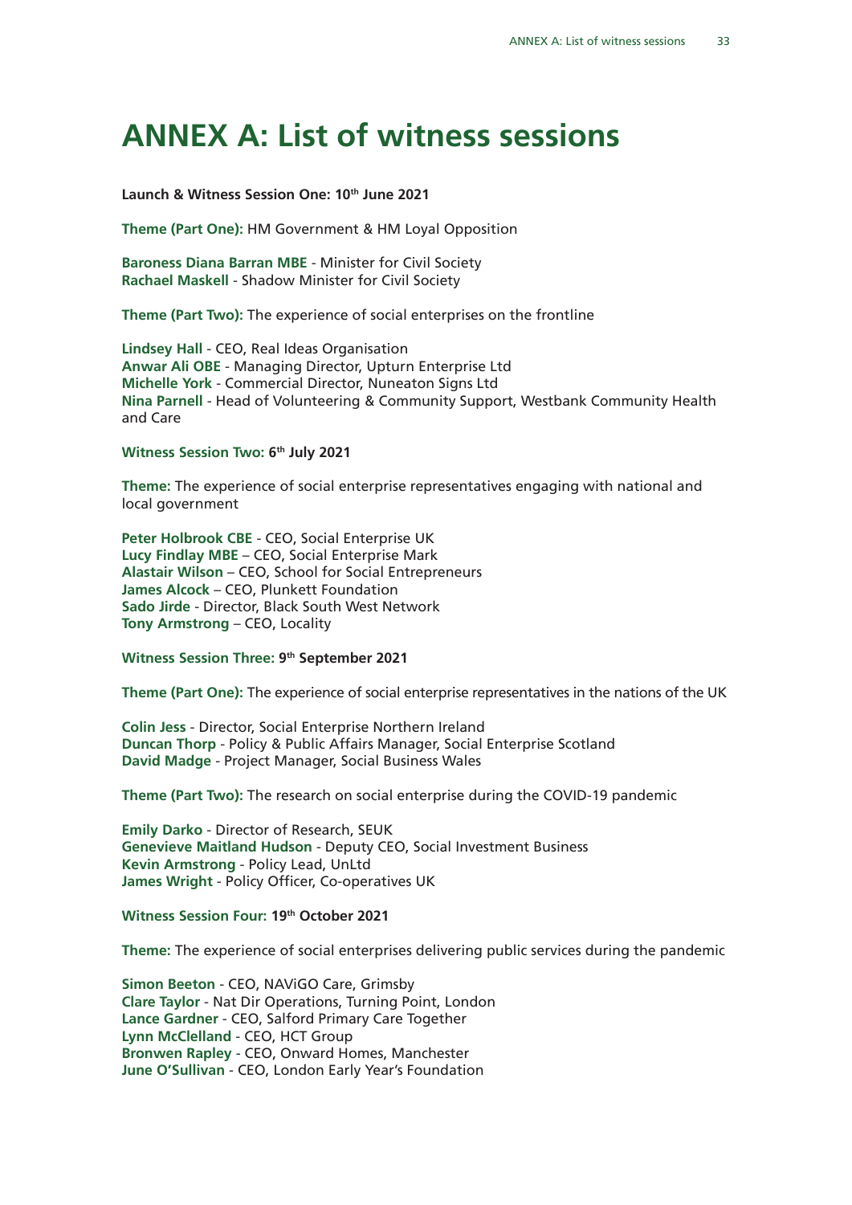# ANNEX A: List of witness sessions

**Launch & Witness Session One: 10th June 2021**

**Theme (Part One):** HM Government & HM Loyal Opposition

**Baroness Diana Barran MBE** - Minister for Civil Society
**Rachael Maskell** - Shadow Minister for Civil Society

**Theme (Part Two):** The experience of social enterprises on the frontline

**Lindsey Hall** - CEO, Real Ideas Organisation
**Anwar Ali OBE** - Managing Director, Upturn Enterprise Ltd
**Michelle York** - Commercial Director, Nuneaton Signs Ltd
**Nina Parnell** - Head of Volunteering & Community Support, Westbank Community Health and Care

**Witness Session Two: 6th July 2021**

**Theme:** The experience of social enterprise representatives engaging with national and local government

**Peter Holbrook CBE** - CEO, Social Enterprise UK
**Lucy Findlay MBE** – CEO, Social Enterprise Mark
**Alastair Wilson** – CEO, School for Social Entrepreneurs
**James Alcock** – CEO, Plunkett Foundation
**Sado Jirde** - Director, Black South West Network
**Tony Armstrong** – CEO, Locality

**Witness Session Three: 9th September 2021**

**Theme (Part One):** The experience of social enterprise representatives in the nations of the UK

**Colin Jess** - Director, Social Enterprise Northern Ireland
**Duncan Thorp** - Policy & Public Affairs Manager, Social Enterprise Scotland
**David Madge** - Project Manager, Social Business Wales

**Theme (Part Two):** The research on social enterprise during the COVID-19 pandemic

**Emily Darko** - Director of Research, SEUK
**Genevieve Maitland Hudson** - Deputy CEO, Social Investment Business
**Kevin Armstrong** - Policy Lead, UnLtd
**James Wright** - Policy Officer, Co-operatives UK

**Witness Session Four: 19th October 2021**

**Theme:** The experience of social enterprises delivering public services during the pandemic

**Simon Beeton** - CEO, NAViGO Care, Grimsby
**Clare Taylor** - Nat Dir Operations, Turning Point, London
**Lance Gardner** - CEO, Salford Primary Care Together
**Lynn McClelland** - CEO, HCT Group
**Bronwen Rapley** - CEO, Onward Homes, Manchester
**June O'Sullivan** - CEO, London Early Year's Foundation